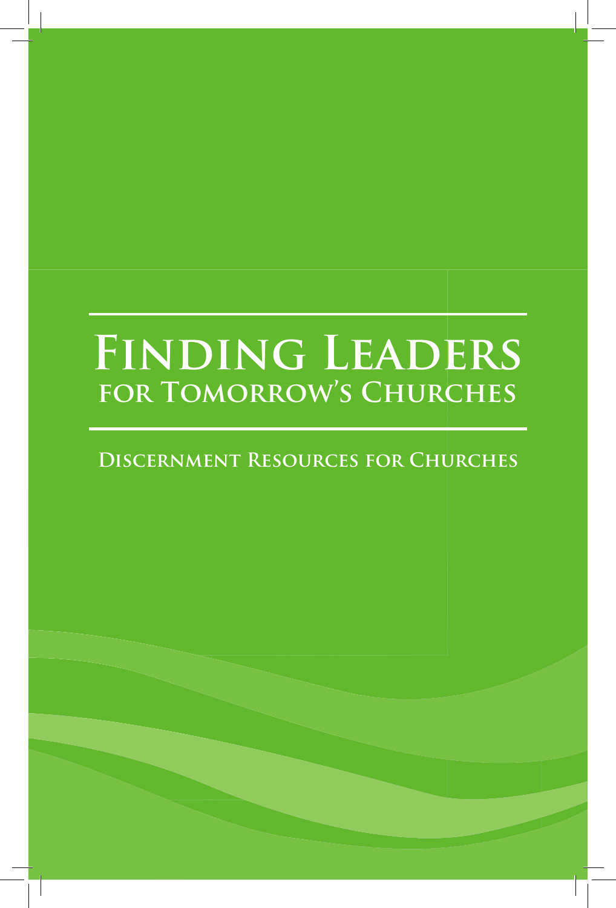# Finding Leaders for Tomorrow's Churches

## Discernment Resources for Churches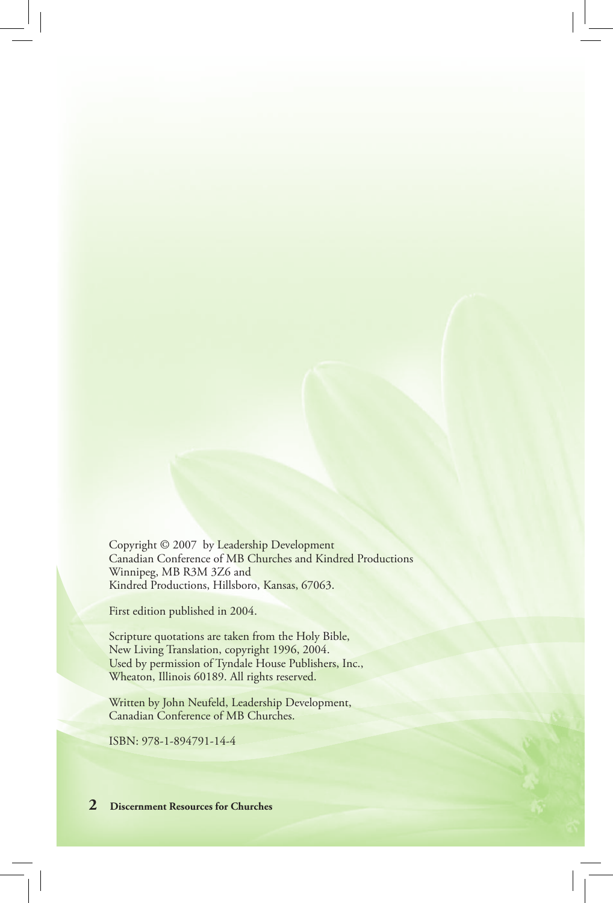Copyright © 2007 by Leadership Development
Canadian Conference of MB Churches and Kindred Productions
Winnipeg, MB R3M 3Z6 and
Kindred Productions, Hillsboro, Kansas, 67063.

First edition published in 2004.

Scripture quotations are taken from the Holy Bible,
New Living Translation, copyright 1996, 2004.
Used by permission of Tyndale House Publishers, Inc.,
Wheaton, Illinois 60189. All rights reserved.

Written by John Neufeld, Leadership Development,
Canadian Conference of MB Churches.

ISBN: 978-1-894791-14-4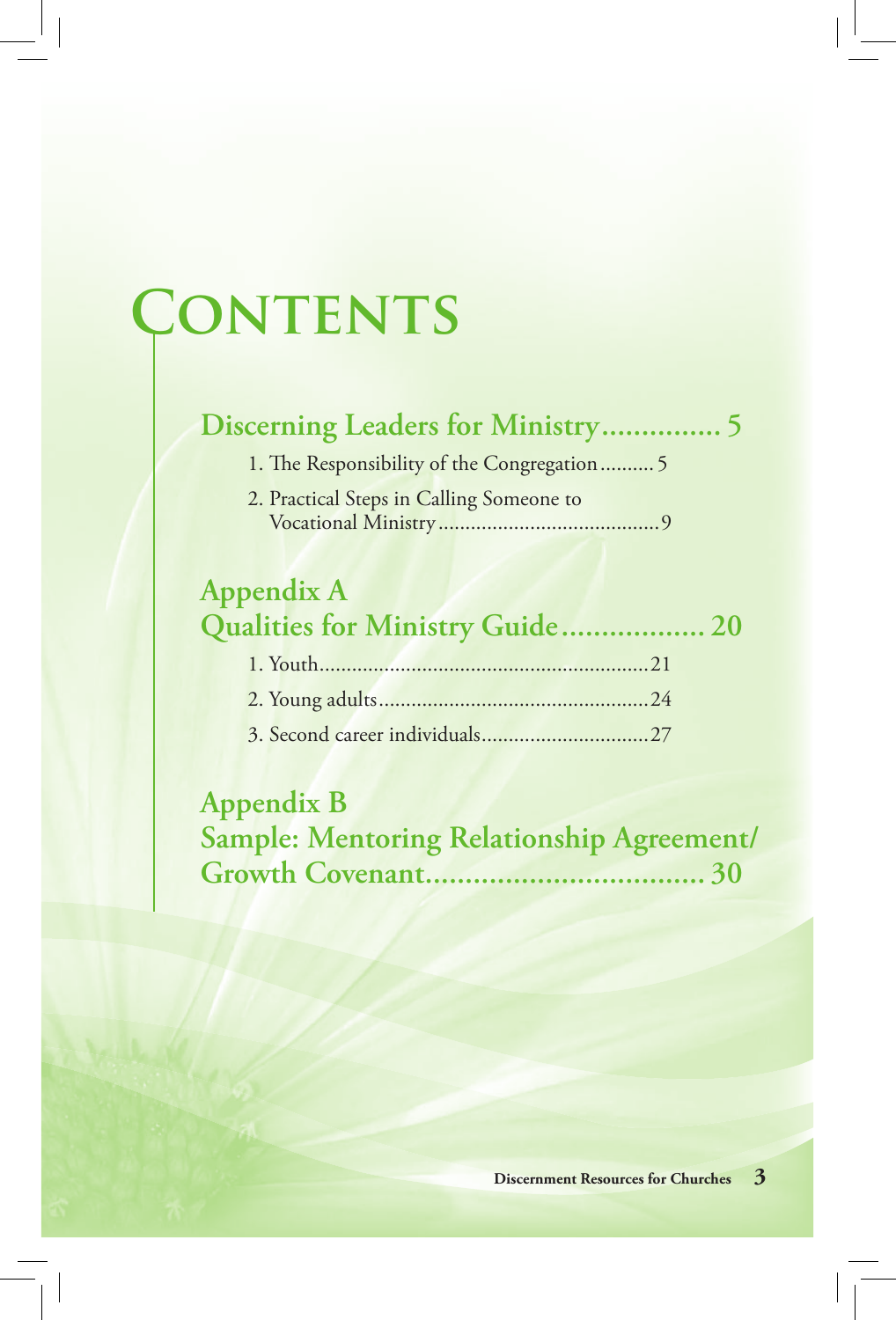# Contents

## Discerning Leaders for Ministry............... 5

1. The Responsibility of the Congregation.......... 5
2. Practical Steps in Calling Someone to Vocational Ministry......................................... 9

## Appendix A
## Qualities for Ministry Guide.................. 20

1. Youth............................................................. 21
2. Young adults.................................................. 24
3. Second career individuals............................... 27

## Appendix B
## Sample: Mentoring Relationship Agreement/ Growth Covenant................................... 30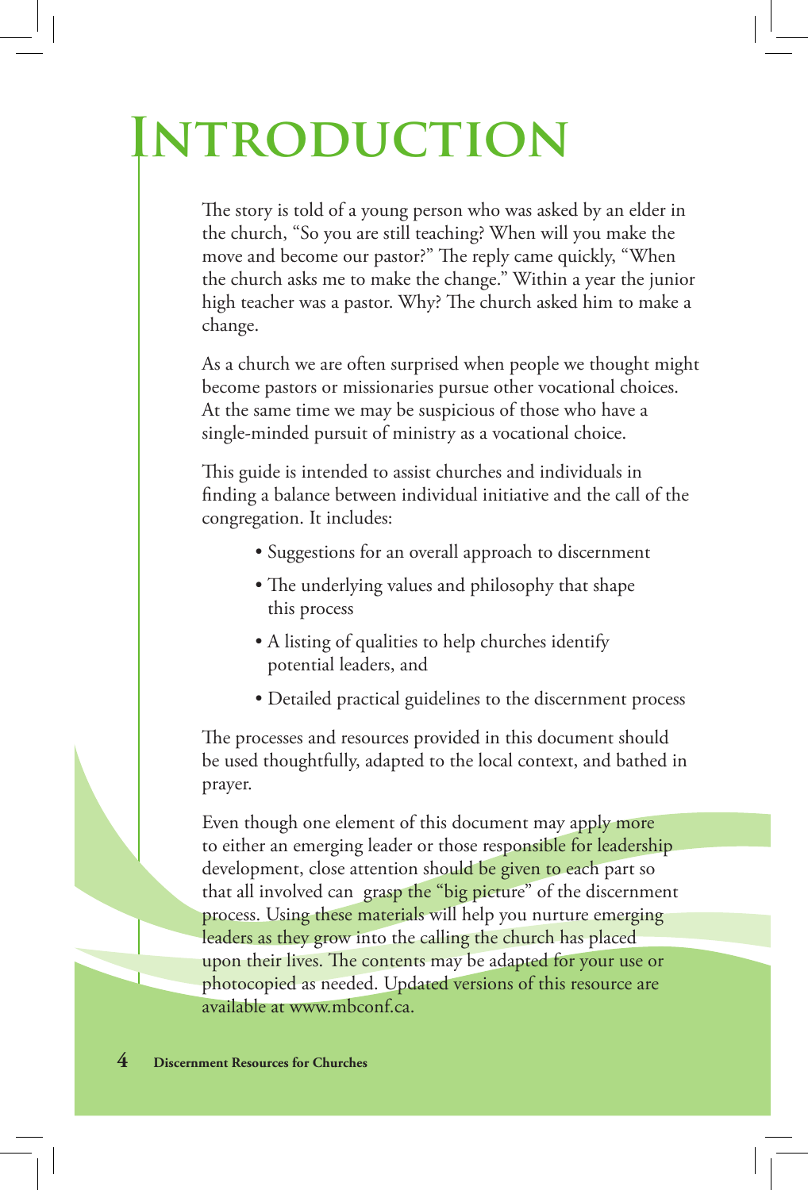# Introduction

The story is told of a young person who was asked by an elder in the church, "So you are still teaching? When will you make the move and become our pastor?" The reply came quickly, "When the church asks me to make the change." Within a year the junior high teacher was a pastor. Why? The church asked him to make a change.

As a church we are often surprised when people we thought might become pastors or missionaries pursue other vocational choices. At the same time we may be suspicious of those who have a single-minded pursuit of ministry as a vocational choice.

This guide is intended to assist churches and individuals in finding a balance between individual initiative and the call of the congregation. It includes:

- Suggestions for an overall approach to discernment
- The underlying values and philosophy that shape this process
- A listing of qualities to help churches identify potential leaders, and
- Detailed practical guidelines to the discernment process

The processes and resources provided in this document should be used thoughtfully, adapted to the local context, and bathed in prayer.

Even though one element of this document may apply more to either an emerging leader or those responsible for leadership development, close attention should be given to each part so that all involved can grasp the "big picture" of the discernment process. Using these materials will help you nurture emerging leaders as they grow into the calling the church has placed upon their lives. The contents may be adapted for your use or photocopied as needed. Updated versions of this resource are available at www.mbconf.ca.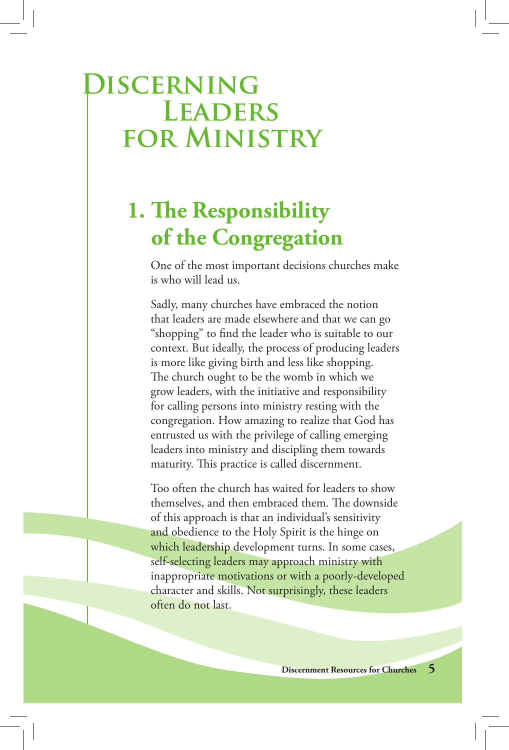# Discerning Leaders for Ministry

## 1. The Responsibility of the Congregation

One of the most important decisions churches make is who will lead us.

Sadly, many churches have embraced the notion that leaders are made elsewhere and that we can go "shopping" to find the leader who is suitable to our context. But ideally, the process of producing leaders is more like giving birth and less like shopping. The church ought to be the womb in which we grow leaders, with the initiative and responsibility for calling persons into ministry resting with the congregation. How amazing to realize that God has entrusted us with the privilege of calling emerging leaders into ministry and discipling them towards maturity. This practice is called discernment.

Too often the church has waited for leaders to show themselves, and then embraced them. The downside of this approach is that an individual's sensitivity and obedience to the Holy Spirit is the hinge on which leadership development turns. In some cases, self-selecting leaders may approach ministry with inappropriate motivations or with a poorly-developed character and skills. Not surprisingly, these leaders often do not last.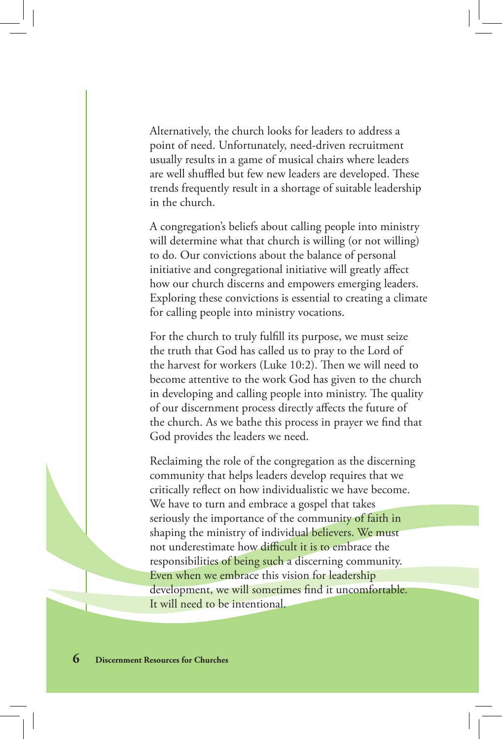Alternatively, the church looks for leaders to address a point of need. Unfortunately, need-driven recruitment usually results in a game of musical chairs where leaders are well shuffled but few new leaders are developed. These trends frequently result in a shortage of suitable leadership in the church.

A congregation's beliefs about calling people into ministry will determine what that church is willing (or not willing) to do. Our convictions about the balance of personal initiative and congregational initiative will greatly affect how our church discerns and empowers emerging leaders. Exploring these convictions is essential to creating a climate for calling people into ministry vocations.

For the church to truly fulfill its purpose, we must seize the truth that God has called us to pray to the Lord of the harvest for workers (Luke 10:2). Then we will need to become attentive to the work God has given to the church in developing and calling people into ministry. The quality of our discernment process directly affects the future of the church. As we bathe this process in prayer we find that God provides the leaders we need.

Reclaiming the role of the congregation as the discerning community that helps leaders develop requires that we critically reflect on how individualistic we have become. We have to turn and embrace a gospel that takes seriously the importance of the community of faith in shaping the ministry of individual believers. We must not underestimate how difficult it is to embrace the responsibilities of being such a discerning community. Even when we embrace this vision for leadership development, we will sometimes find it uncomfortable. It will need to be intentional.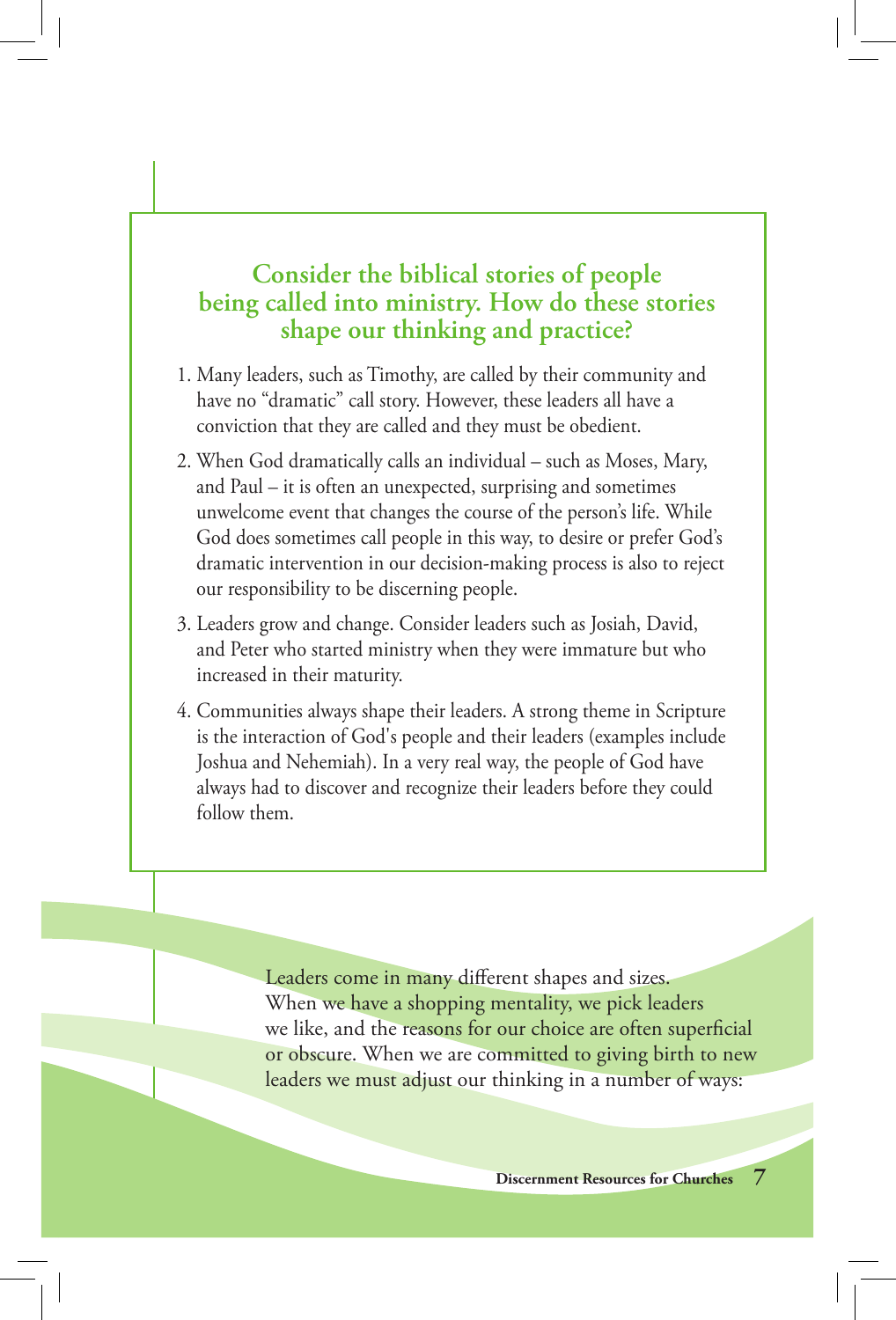### Consider the biblical stories of people being called into ministry. How do these stories shape our thinking and practice?

1. Many leaders, such as Timothy, are called by their community and have no "dramatic" call story. However, these leaders all have a conviction that they are called and they must be obedient.
2. When God dramatically calls an individual – such as Moses, Mary, and Paul – it is often an unexpected, surprising and sometimes unwelcome event that changes the course of the person's life. While God does sometimes call people in this way, to desire or prefer God's dramatic intervention in our decision-making process is also to reject our responsibility to be discerning people.
3. Leaders grow and change. Consider leaders such as Josiah, David, and Peter who started ministry when they were immature but who increased in their maturity.
4. Communities always shape their leaders. A strong theme in Scripture is the interaction of God's people and their leaders (examples include Joshua and Nehemiah). In a very real way, the people of God have always had to discover and recognize their leaders before they could follow them.

Leaders come in many different shapes and sizes. When we have a shopping mentality, we pick leaders we like, and the reasons for our choice are often superficial or obscure. When we are committed to giving birth to new leaders we must adjust our thinking in a number of ways: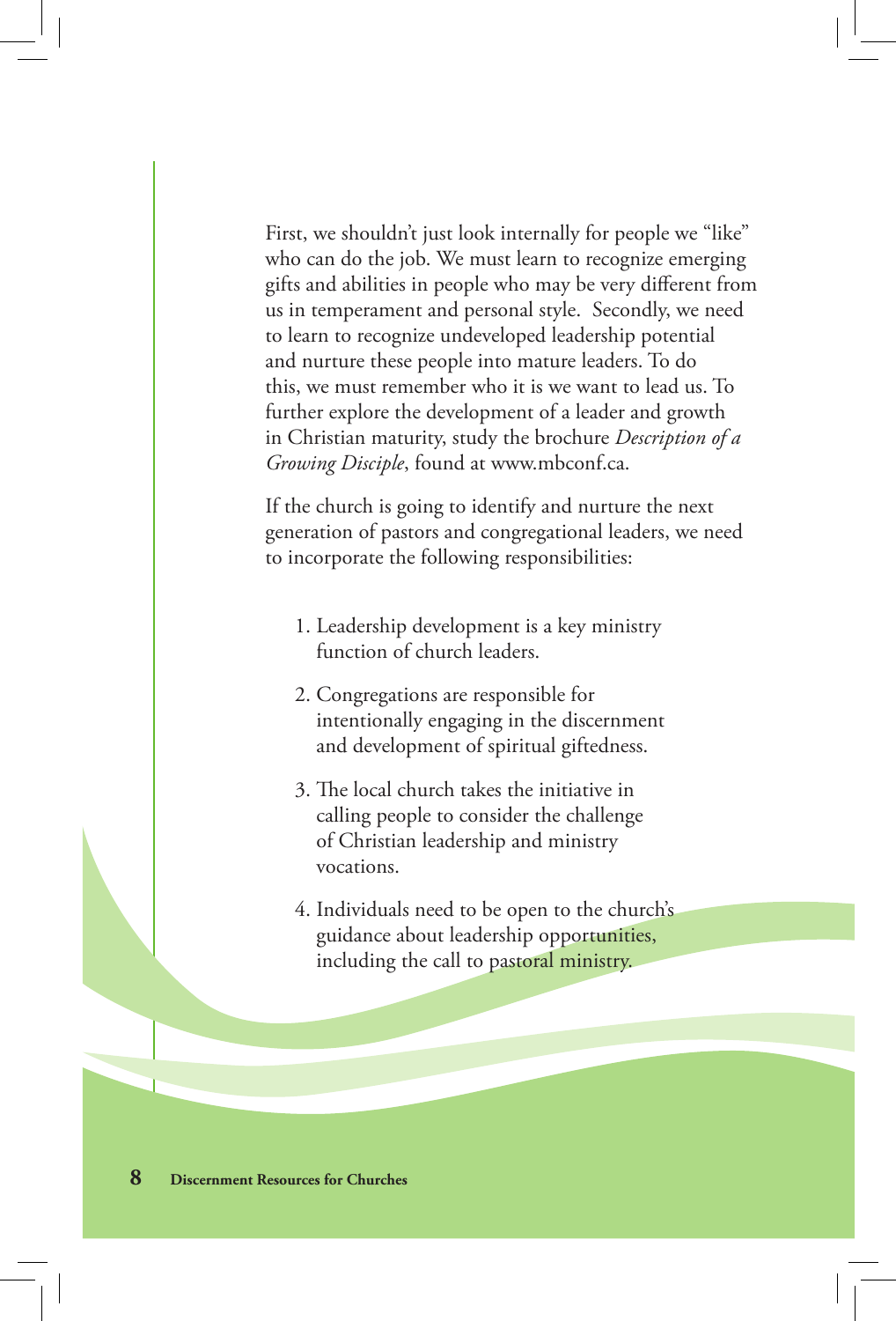First, we shouldn't just look internally for people we "like" who can do the job. We must learn to recognize emerging gifts and abilities in people who may be very different from us in temperament and personal style. Secondly, we need to learn to recognize undeveloped leadership potential and nurture these people into mature leaders. To do this, we must remember who it is we want to lead us. To further explore the development of a leader and growth in Christian maturity, study the brochure *Description of a Growing Disciple*, found at www.mbconf.ca.

If the church is going to identify and nurture the next generation of pastors and congregational leaders, we need to incorporate the following responsibilities:

1. Leadership development is a key ministry function of church leaders.
2. Congregations are responsible for intentionally engaging in the discernment and development of spiritual giftedness.
3. The local church takes the initiative in calling people to consider the challenge of Christian leadership and ministry vocations.
4. Individuals need to be open to the church's guidance about leadership opportunities, including the call to pastoral ministry.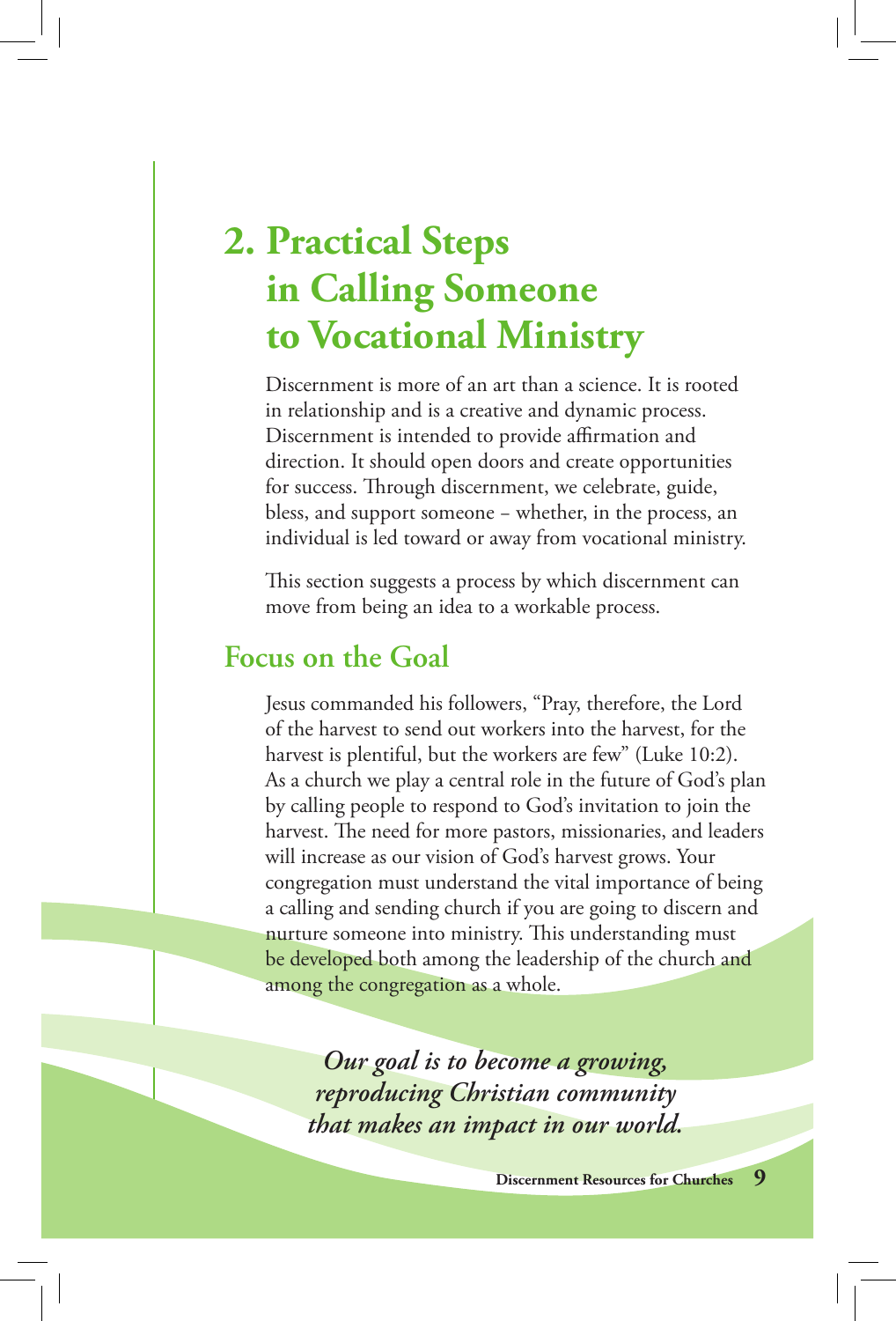# 2. Practical Steps in Calling Someone to Vocational Ministry

Discernment is more of an art than a science. It is rooted in relationship and is a creative and dynamic process. Discernment is intended to provide affirmation and direction. It should open doors and create opportunities for success. Through discernment, we celebrate, guide, bless, and support someone – whether, in the process, an individual is led toward or away from vocational ministry.

This section suggests a process by which discernment can move from being an idea to a workable process.

## Focus on the Goal

Jesus commanded his followers, "Pray, therefore, the Lord of the harvest to send out workers into the harvest, for the harvest is plentiful, but the workers are few" (Luke 10:2). As a church we play a central role in the future of God's plan by calling people to respond to God's invitation to join the harvest. The need for more pastors, missionaries, and leaders will increase as our vision of God's harvest grows. Your congregation must understand the vital importance of being a calling and sending church if you are going to discern and nurture someone into ministry. This understanding must be developed both among the leadership of the church and among the congregation as a whole.

***Our goal is to become a growing, reproducing Christian community that makes an impact in our world.***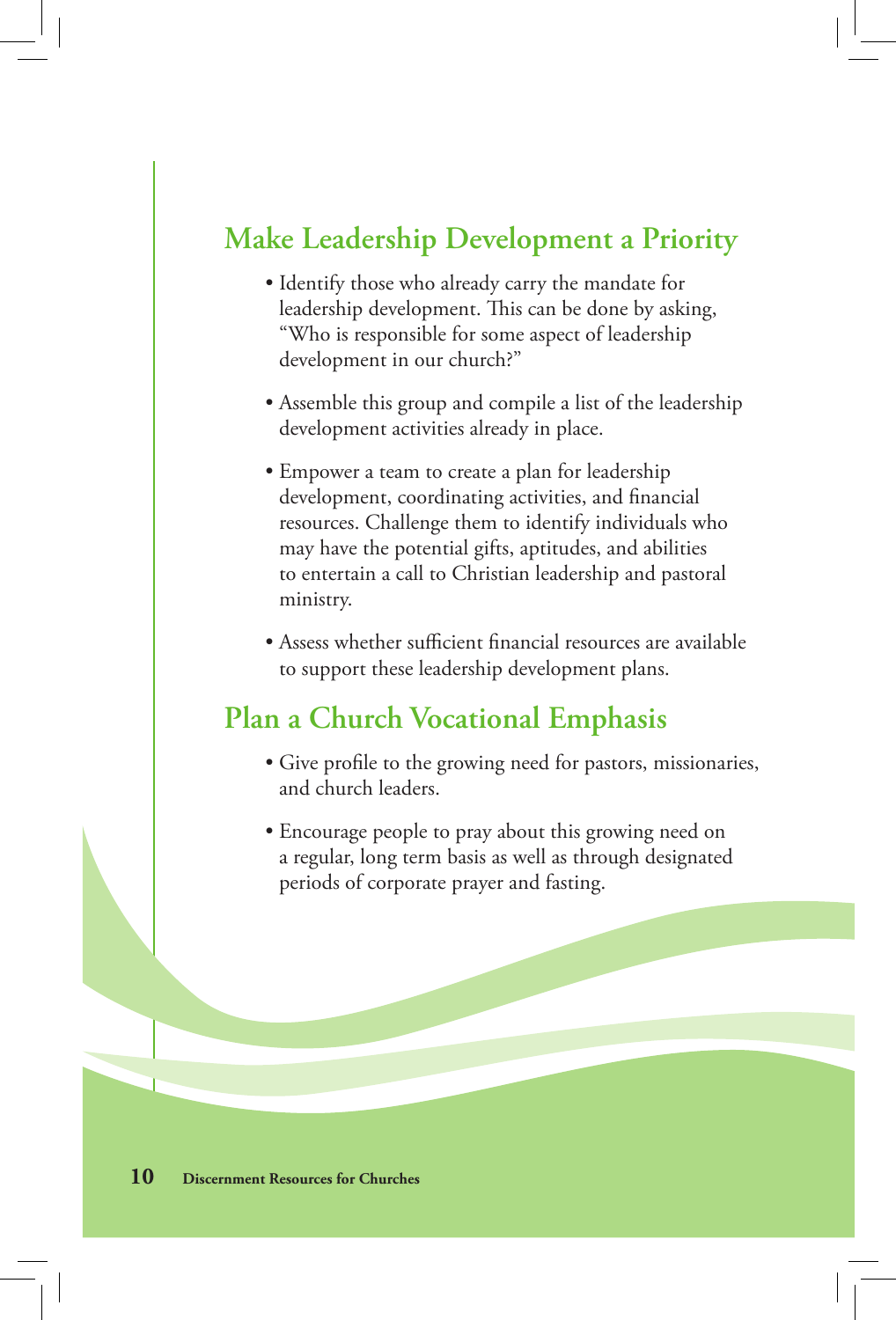## Make Leadership Development a Priority

- Identify those who already carry the mandate for leadership development. This can be done by asking, "Who is responsible for some aspect of leadership development in our church?"
- Assemble this group and compile a list of the leadership development activities already in place.
- Empower a team to create a plan for leadership development, coordinating activities, and financial resources. Challenge them to identify individuals who may have the potential gifts, aptitudes, and abilities to entertain a call to Christian leadership and pastoral ministry.
- Assess whether sufficient financial resources are available to support these leadership development plans.

## Plan a Church Vocational Emphasis

- Give profile to the growing need for pastors, missionaries, and church leaders.
- Encourage people to pray about this growing need on a regular, long term basis as well as through designated periods of corporate prayer and fasting.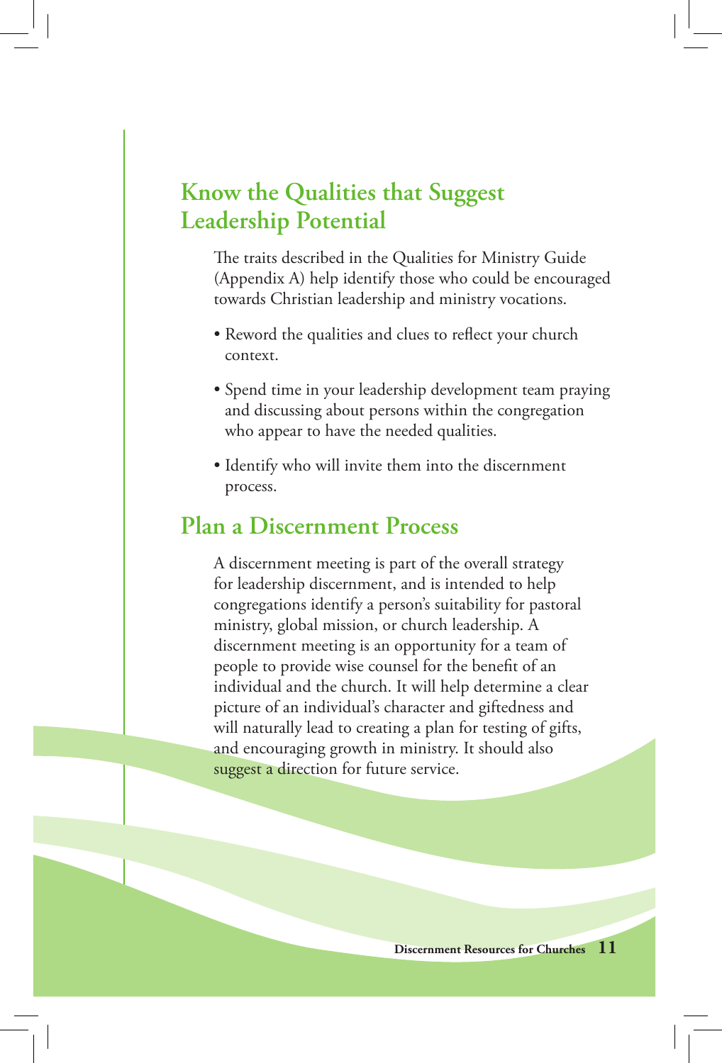## Know the Qualities that Suggest Leadership Potential

The traits described in the Qualities for Ministry Guide (Appendix A) help identify those who could be encouraged towards Christian leadership and ministry vocations.

- Reword the qualities and clues to reflect your church context.
- Spend time in your leadership development team praying and discussing about persons within the congregation who appear to have the needed qualities.
- Identify who will invite them into the discernment process.

## Plan a Discernment Process

A discernment meeting is part of the overall strategy for leadership discernment, and is intended to help congregations identify a person's suitability for pastoral ministry, global mission, or church leadership. A discernment meeting is an opportunity for a team of people to provide wise counsel for the benefit of an individual and the church. It will help determine a clear picture of an individual's character and giftedness and will naturally lead to creating a plan for testing of gifts, and encouraging growth in ministry. It should also suggest a direction for future service.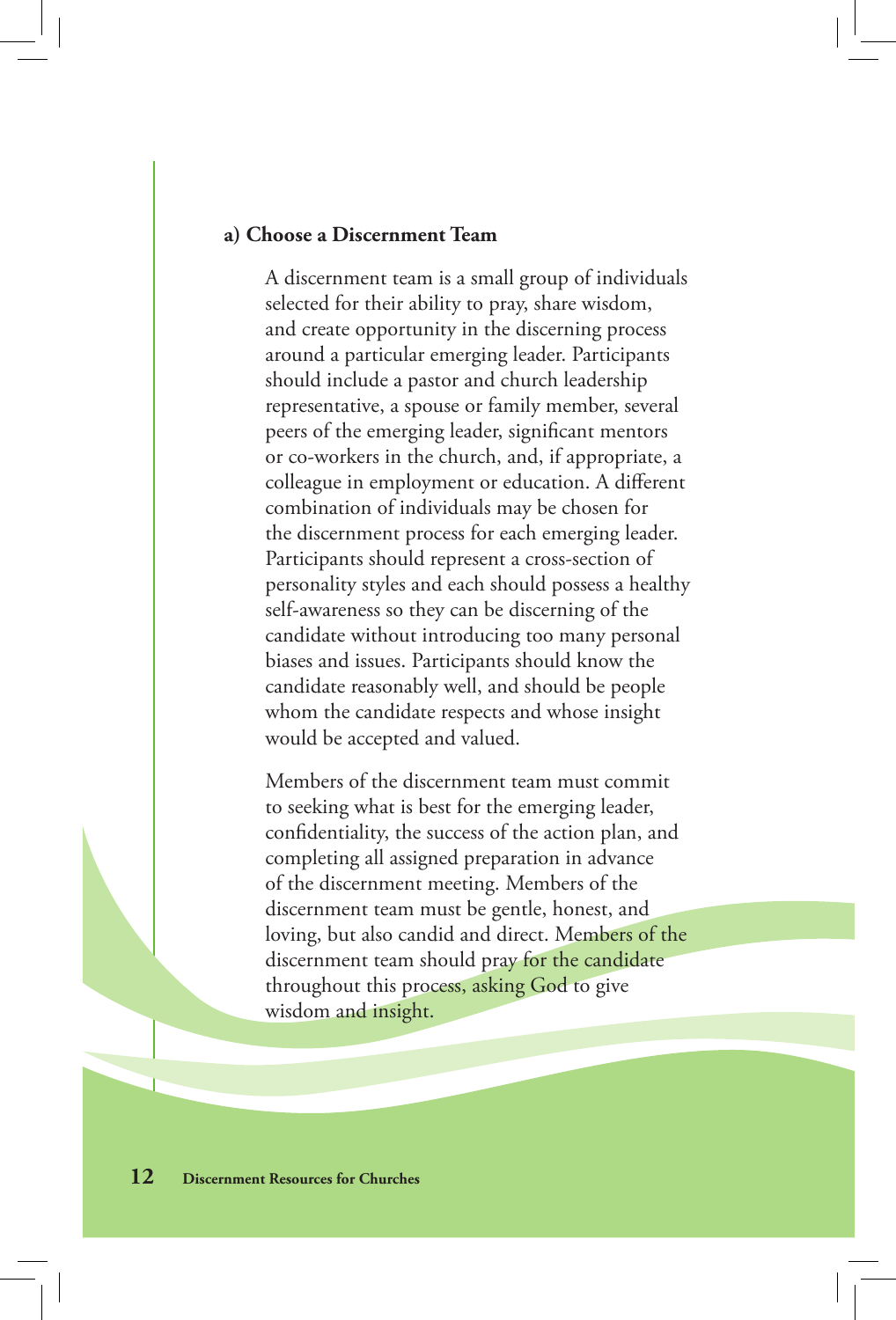### a) Choose a Discernment Team

A discernment team is a small group of individuals selected for their ability to pray, share wisdom, and create opportunity in the discerning process around a particular emerging leader. Participants should include a pastor and church leadership representative, a spouse or family member, several peers of the emerging leader, significant mentors or co-workers in the church, and, if appropriate, a colleague in employment or education. A different combination of individuals may be chosen for the discernment process for each emerging leader. Participants should represent a cross-section of personality styles and each should possess a healthy self-awareness so they can be discerning of the candidate without introducing too many personal biases and issues. Participants should know the candidate reasonably well, and should be people whom the candidate respects and whose insight would be accepted and valued.

Members of the discernment team must commit to seeking what is best for the emerging leader, confidentiality, the success of the action plan, and completing all assigned preparation in advance of the discernment meeting. Members of the discernment team must be gentle, honest, and loving, but also candid and direct. Members of the discernment team should pray for the candidate throughout this process, asking God to give wisdom and insight.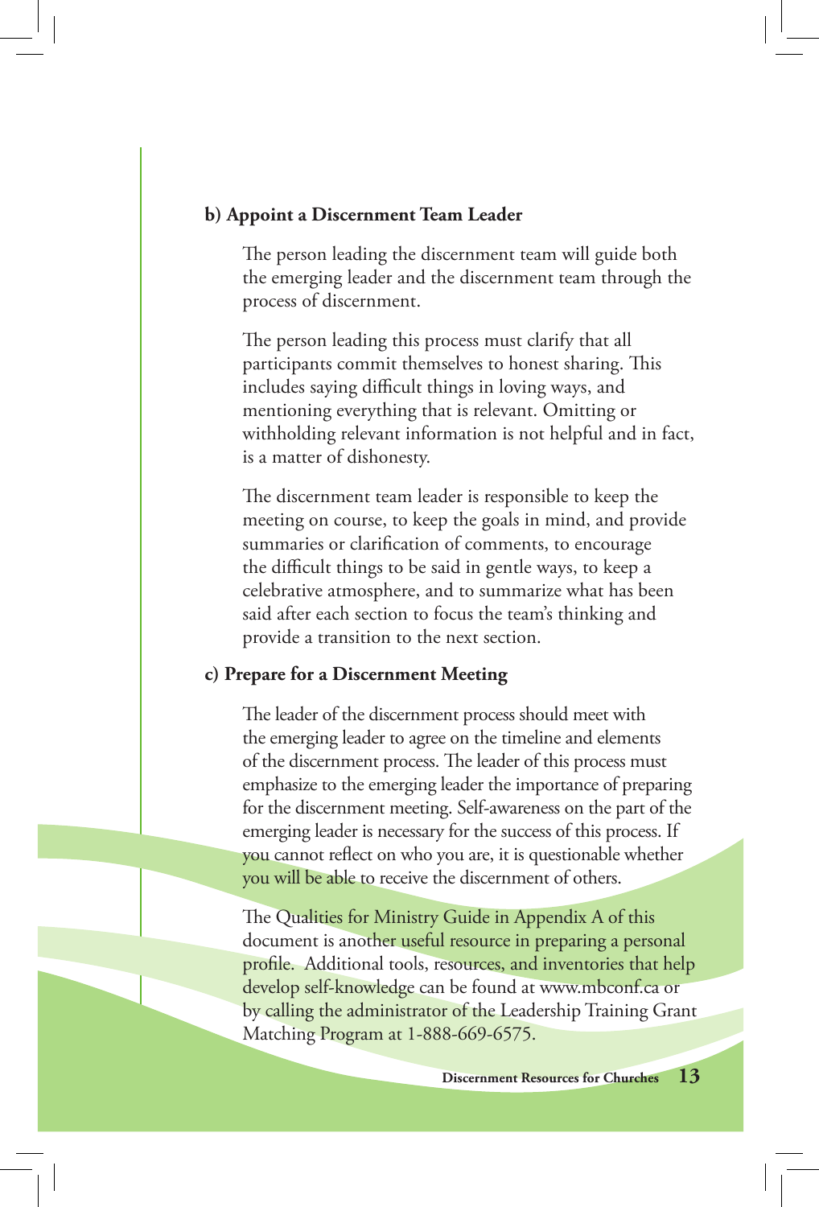**b) Appoint a Discernment Team Leader**

The person leading the discernment team will guide both the emerging leader and the discernment team through the process of discernment.

The person leading this process must clarify that all participants commit themselves to honest sharing. This includes saying difficult things in loving ways, and mentioning everything that is relevant. Omitting or withholding relevant information is not helpful and in fact, is a matter of dishonesty.

The discernment team leader is responsible to keep the meeting on course, to keep the goals in mind, and provide summaries or clarification of comments, to encourage the difficult things to be said in gentle ways, to keep a celebrative atmosphere, and to summarize what has been said after each section to focus the team's thinking and provide a transition to the next section.

**c) Prepare for a Discernment Meeting**

The leader of the discernment process should meet with the emerging leader to agree on the timeline and elements of the discernment process. The leader of this process must emphasize to the emerging leader the importance of preparing for the discernment meeting. Self-awareness on the part of the emerging leader is necessary for the success of this process. If you cannot reflect on who you are, it is questionable whether you will be able to receive the discernment of others.

The Qualities for Ministry Guide in Appendix A of this document is another useful resource in preparing a personal profile. Additional tools, resources, and inventories that help develop self-knowledge can be found at www.mbconf.ca or by calling the administrator of the Leadership Training Grant Matching Program at 1-888-669-6575.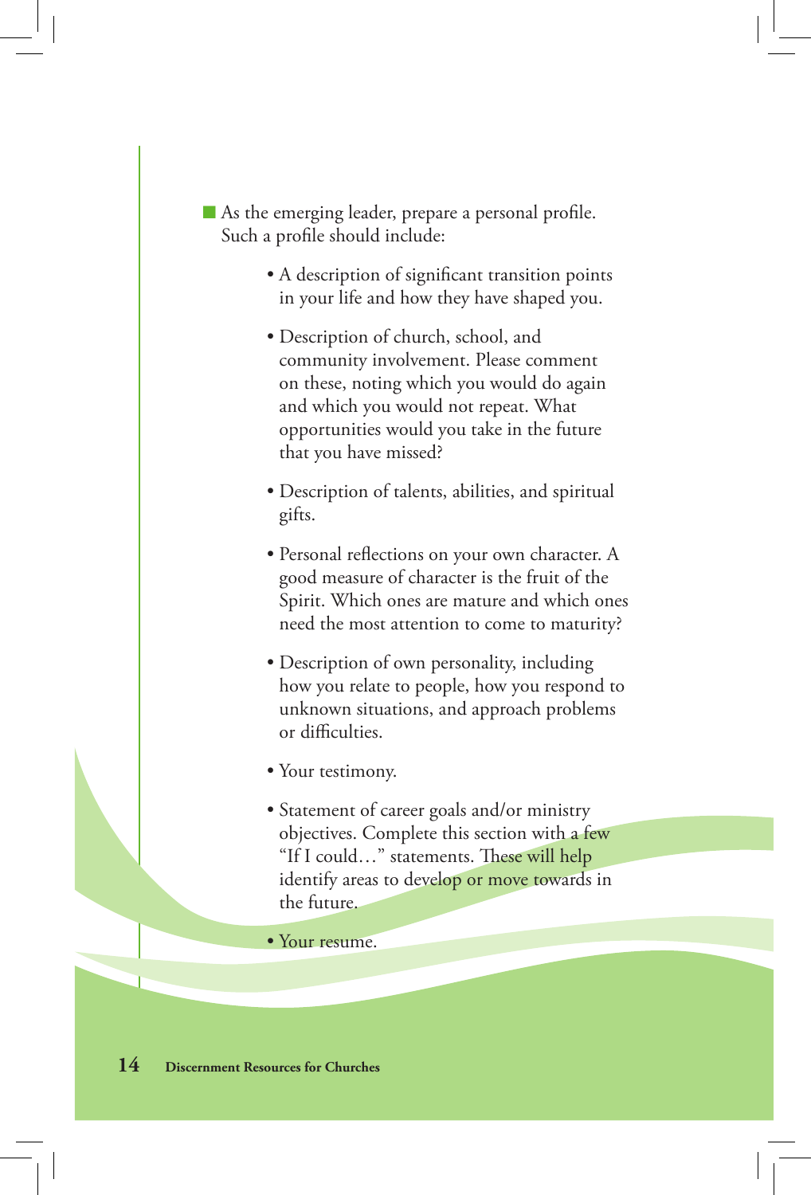- As the emerging leader, prepare a personal profile. Such a profile should include:

    - A description of significant transition points in your life and how they have shaped you.

    - Description of church, school, and community involvement. Please comment on these, noting which you would do again and which you would not repeat. What opportunities would you take in the future that you have missed?

    - Description of talents, abilities, and spiritual gifts.

    - Personal reflections on your own character. A good measure of character is the fruit of the Spirit. Which ones are mature and which ones need the most attention to come to maturity?

    - Description of own personality, including how you relate to people, how you respond to unknown situations, and approach problems or difficulties.

    - Your testimony.

    - Statement of career goals and/or ministry objectives. Complete this section with a few "If I could…" statements. These will help identify areas to develop or move towards in the future.

    - Your resume.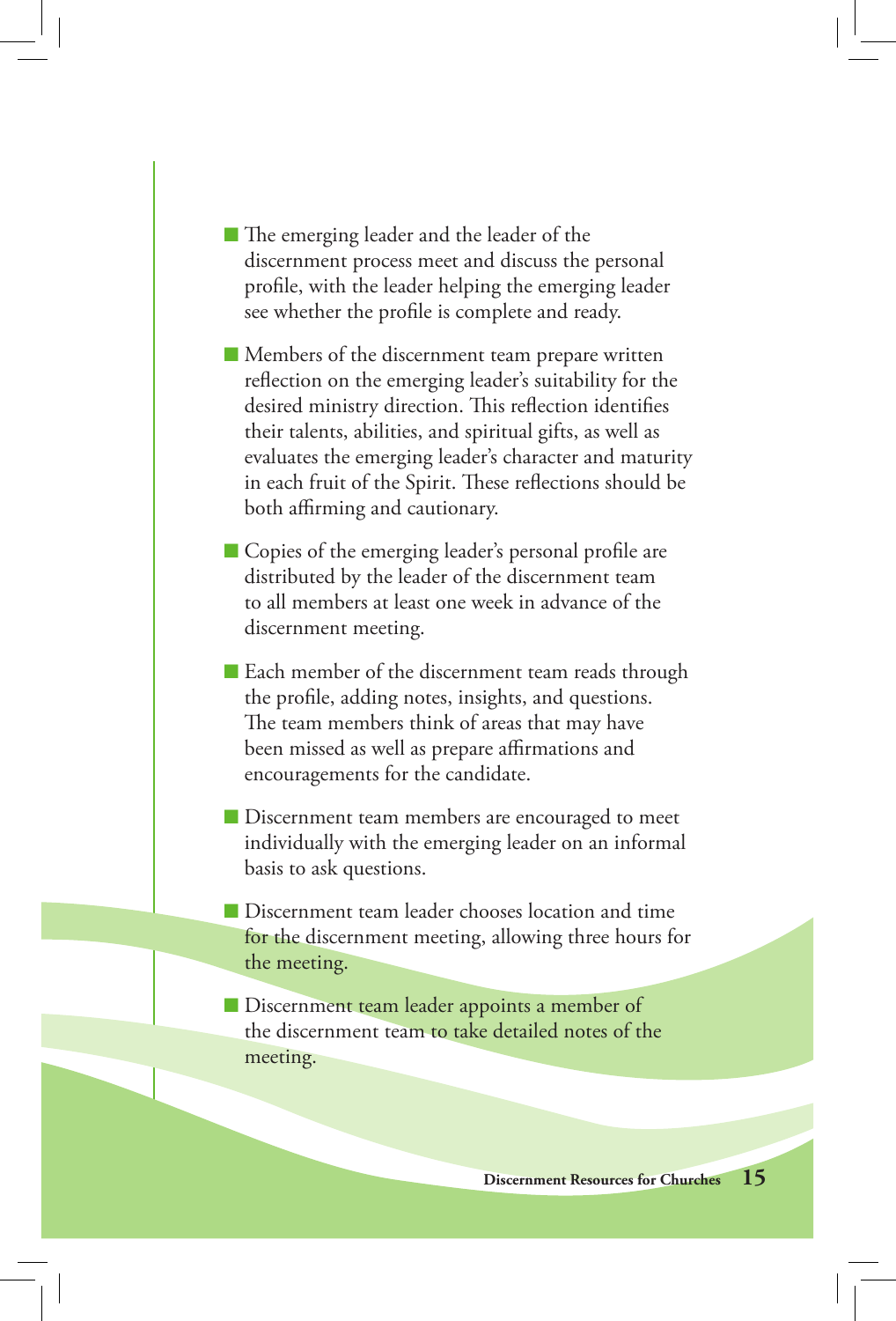- The emerging leader and the leader of the discernment process meet and discuss the personal profile, with the leader helping the emerging leader see whether the profile is complete and ready.
- Members of the discernment team prepare written reflection on the emerging leader's suitability for the desired ministry direction. This reflection identifies their talents, abilities, and spiritual gifts, as well as evaluates the emerging leader's character and maturity in each fruit of the Spirit. These reflections should be both affirming and cautionary.
- Copies of the emerging leader's personal profile are distributed by the leader of the discernment team to all members at least one week in advance of the discernment meeting.
- Each member of the discernment team reads through the profile, adding notes, insights, and questions. The team members think of areas that may have been missed as well as prepare affirmations and encouragements for the candidate.
- Discernment team members are encouraged to meet individually with the emerging leader on an informal basis to ask questions.
- Discernment team leader chooses location and time for the discernment meeting, allowing three hours for the meeting.
- Discernment team leader appoints a member of the discernment team to take detailed notes of the meeting.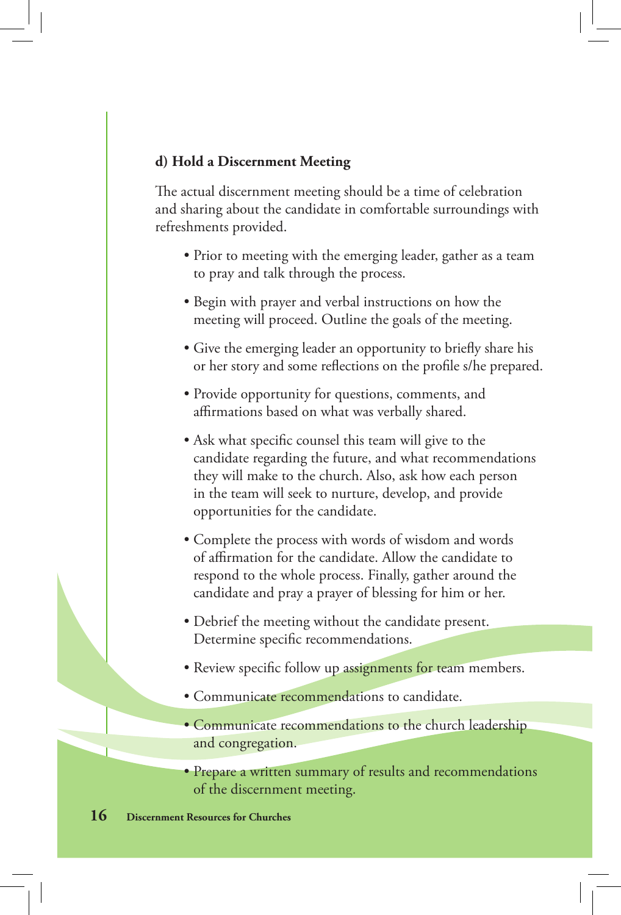### d) Hold a Discernment Meeting

The actual discernment meeting should be a time of celebration and sharing about the candidate in comfortable surroundings with refreshments provided.

- Prior to meeting with the emerging leader, gather as a team to pray and talk through the process.
- Begin with prayer and verbal instructions on how the meeting will proceed. Outline the goals of the meeting.
- Give the emerging leader an opportunity to briefly share his or her story and some reflections on the profile s/he prepared.
- Provide opportunity for questions, comments, and affirmations based on what was verbally shared.
- Ask what specific counsel this team will give to the candidate regarding the future, and what recommendations they will make to the church. Also, ask how each person in the team will seek to nurture, develop, and provide opportunities for the candidate.
- Complete the process with words of wisdom and words of affirmation for the candidate. Allow the candidate to respond to the whole process. Finally, gather around the candidate and pray a prayer of blessing for him or her.
- Debrief the meeting without the candidate present. Determine specific recommendations.
- Review specific follow up assignments for team members.
- Communicate recommendations to candidate.
- Communicate recommendations to the church leadership and congregation.
- Prepare a written summary of results and recommendations of the discernment meeting.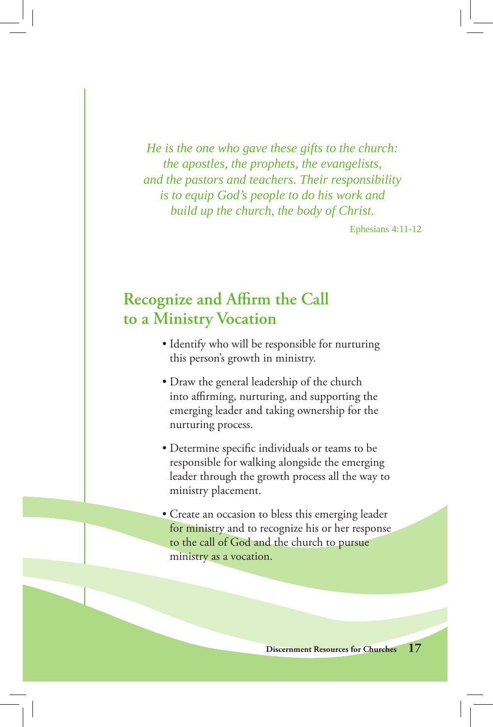*He is the one who gave these gifts to the church: the apostles, the prophets, the evangelists, and the pastors and teachers. Their responsibility is to equip God's people to do his work and build up the church, the body of Christ.*

Ephesians 4:11-12

## Recognize and Affirm the Call to a Ministry Vocation

- Identify who will be responsible for nurturing this person's growth in ministry.
- Draw the general leadership of the church into affirming, nurturing, and supporting the emerging leader and taking ownership for the nurturing process.
- Determine specific individuals or teams to be responsible for walking alongside the emerging leader through the growth process all the way to ministry placement.
- Create an occasion to bless this emerging leader for ministry and to recognize his or her response to the call of God and the church to pursue ministry as a vocation.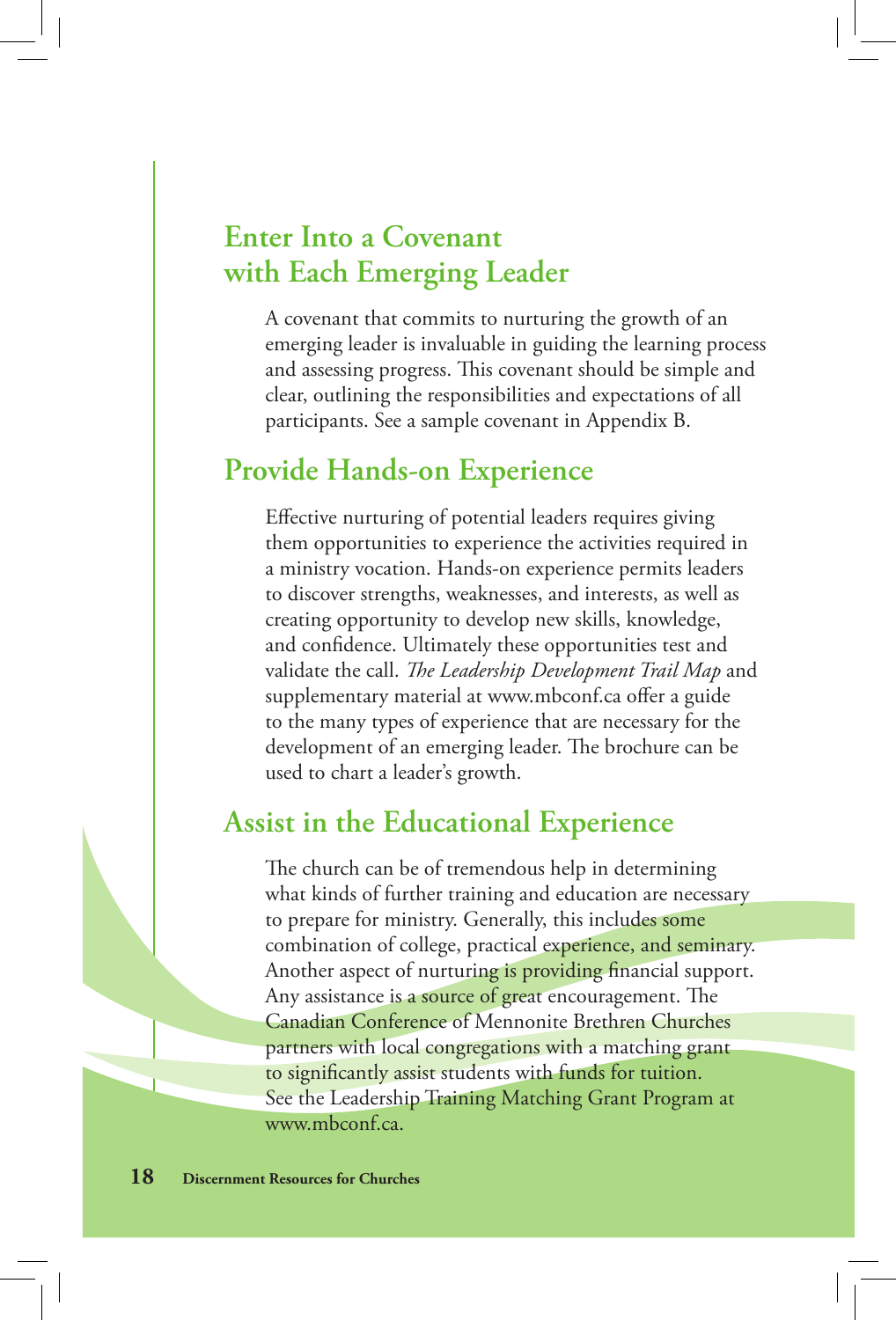## Enter Into a Covenant with Each Emerging Leader

A covenant that commits to nurturing the growth of an emerging leader is invaluable in guiding the learning process and assessing progress. This covenant should be simple and clear, outlining the responsibilities and expectations of all participants. See a sample covenant in Appendix B.

## Provide Hands-on Experience

Effective nurturing of potential leaders requires giving them opportunities to experience the activities required in a ministry vocation. Hands-on experience permits leaders to discover strengths, weaknesses, and interests, as well as creating opportunity to develop new skills, knowledge, and confidence. Ultimately these opportunities test and validate the call. *The Leadership Development Trail Map* and supplementary material at www.mbconf.ca offer a guide to the many types of experience that are necessary for the development of an emerging leader. The brochure can be used to chart a leader's growth.

## Assist in the Educational Experience

The church can be of tremendous help in determining what kinds of further training and education are necessary to prepare for ministry. Generally, this includes some combination of college, practical experience, and seminary. Another aspect of nurturing is providing financial support. Any assistance is a source of great encouragement. The Canadian Conference of Mennonite Brethren Churches partners with local congregations with a matching grant to significantly assist students with funds for tuition. See the Leadership Training Matching Grant Program at www.mbconf.ca.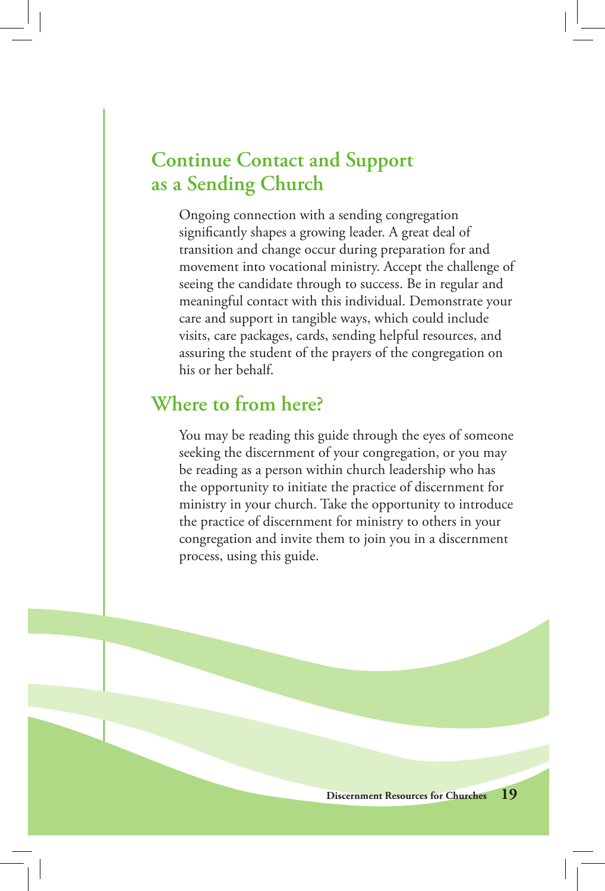## Continue Contact and Support as a Sending Church

Ongoing connection with a sending congregation significantly shapes a growing leader. A great deal of transition and change occur during preparation for and movement into vocational ministry. Accept the challenge of seeing the candidate through to success. Be in regular and meaningful contact with this individual. Demonstrate your care and support in tangible ways, which could include visits, care packages, cards, sending helpful resources, and assuring the student of the prayers of the congregation on his or her behalf.

## Where to from here?

You may be reading this guide through the eyes of someone seeking the discernment of your congregation, or you may be reading as a person within church leadership who has the opportunity to initiate the practice of discernment for ministry in your church. Take the opportunity to introduce the practice of discernment for ministry to others in your congregation and invite them to join you in a discernment process, using this guide.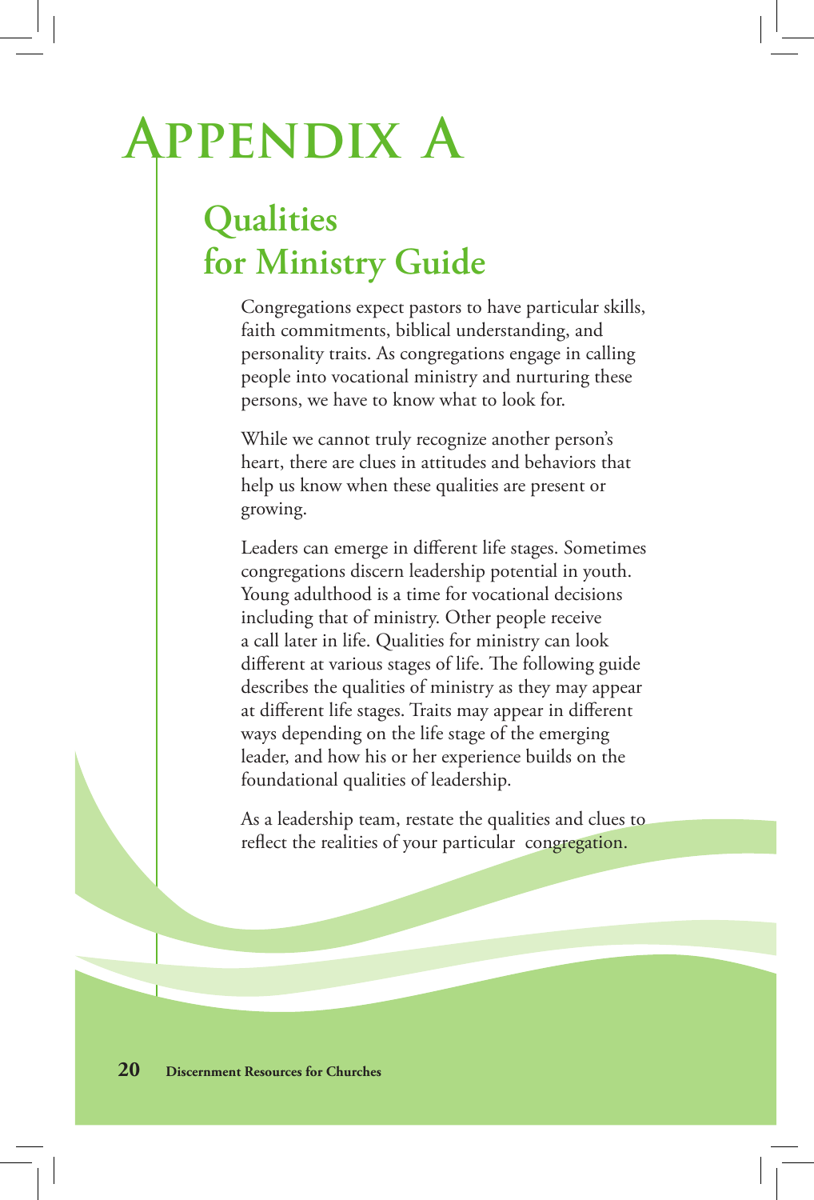# Appendix A

## Qualities for Ministry Guide

Congregations expect pastors to have particular skills, faith commitments, biblical understanding, and personality traits. As congregations engage in calling people into vocational ministry and nurturing these persons, we have to know what to look for.

While we cannot truly recognize another person's heart, there are clues in attitudes and behaviors that help us know when these qualities are present or growing.

Leaders can emerge in different life stages. Sometimes congregations discern leadership potential in youth. Young adulthood is a time for vocational decisions including that of ministry. Other people receive a call later in life. Qualities for ministry can look different at various stages of life. The following guide describes the qualities of ministry as they may appear at different life stages. Traits may appear in different ways depending on the life stage of the emerging leader, and how his or her experience builds on the foundational qualities of leadership.

As a leadership team, restate the qualities and clues to reflect the realities of your particular congregation.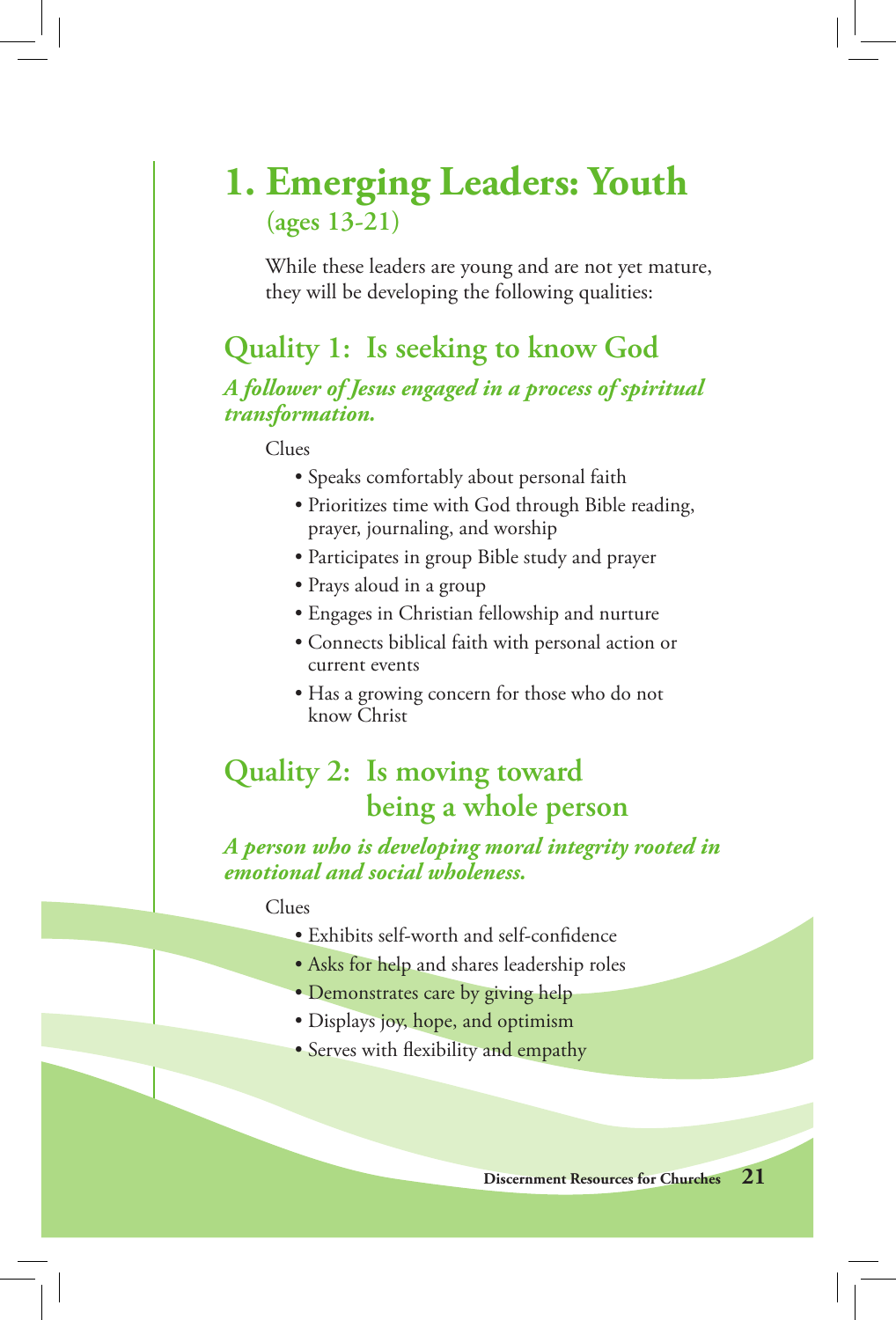# 1. Emerging Leaders: Youth

**(ages 13-21)**

While these leaders are young and are not yet mature, they will be developing the following qualities:

## Quality 1: Is seeking to know God

***A follower of Jesus engaged in a process of spiritual transformation.***

Clues

- Speaks comfortably about personal faith
- Prioritizes time with God through Bible reading, prayer, journaling, and worship
- Participates in group Bible study and prayer
- Prays aloud in a group
- Engages in Christian fellowship and nurture
- Connects biblical faith with personal action or current events
- Has a growing concern for those who do not know Christ

## Quality 2: Is moving toward being a whole person

***A person who is developing moral integrity rooted in emotional and social wholeness.***

Clues

- Exhibits self-worth and self-confidence
- Asks for help and shares leadership roles
- Demonstrates care by giving help
- Displays joy, hope, and optimism
- Serves with flexibility and empathy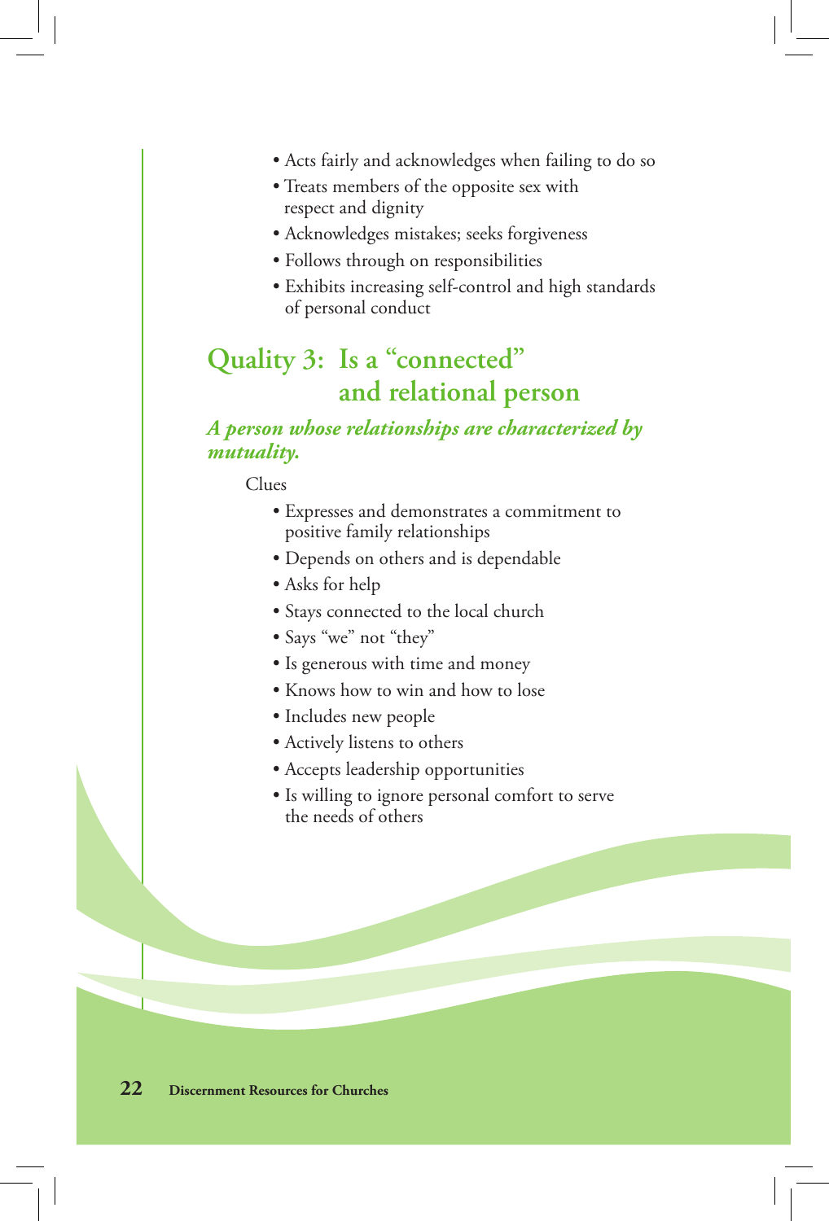- Acts fairly and acknowledges when failing to do so
- Treats members of the opposite sex with respect and dignity
- Acknowledges mistakes; seeks forgiveness
- Follows through on responsibilities
- Exhibits increasing self-control and high standards of personal conduct

## Quality 3: Is a "connected" and relational person

***A person whose relationships are characterized by mutuality.***

Clues

- Expresses and demonstrates a commitment to positive family relationships
- Depends on others and is dependable
- Asks for help
- Stays connected to the local church
- Says "we" not "they"
- Is generous with time and money
- Knows how to win and how to lose
- Includes new people
- Actively listens to others
- Accepts leadership opportunities
- Is willing to ignore personal comfort to serve the needs of others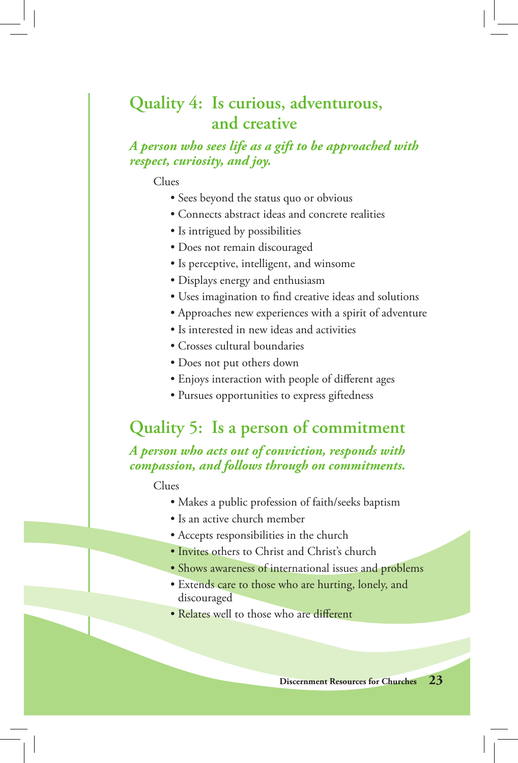## Quality 4: Is curious, adventurous, and creative

***A person who sees life as a gift to be approached with respect, curiosity, and joy.***

Clues

- Sees beyond the status quo or obvious
- Connects abstract ideas and concrete realities
- Is intrigued by possibilities
- Does not remain discouraged
- Is perceptive, intelligent, and winsome
- Displays energy and enthusiasm
- Uses imagination to find creative ideas and solutions
- Approaches new experiences with a spirit of adventure
- Is interested in new ideas and activities
- Crosses cultural boundaries
- Does not put others down
- Enjoys interaction with people of different ages
- Pursues opportunities to express giftedness

## Quality 5: Is a person of commitment

***A person who acts out of conviction, responds with compassion, and follows through on commitments.***

Clues

- Makes a public profession of faith/seeks baptism
- Is an active church member
- Accepts responsibilities in the church
- Invites others to Christ and Christ's church
- Shows awareness of international issues and problems
- Extends care to those who are hurting, lonely, and discouraged
- Relates well to those who are different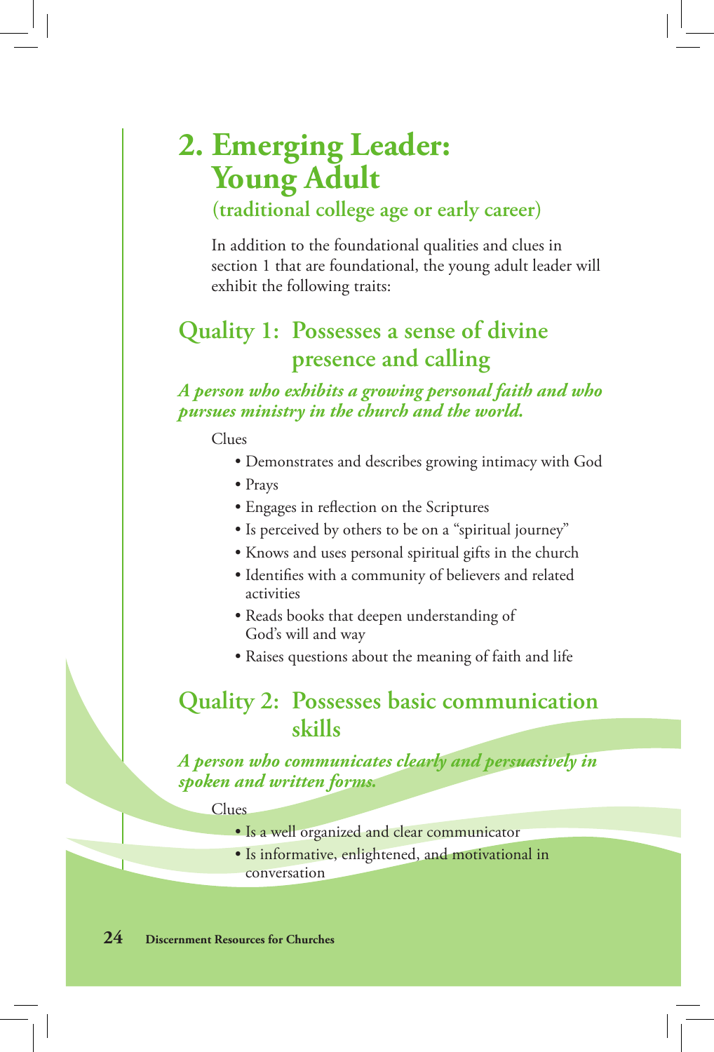# 2. Emerging Leader: Young Adult

### (traditional college age or early career)

In addition to the foundational qualities and clues in section 1 that are foundational, the young adult leader will exhibit the following traits:

## Quality 1: Possesses a sense of divine presence and calling

***A person who exhibits a growing personal faith and who pursues ministry in the church and the world.***

Clues

- Demonstrates and describes growing intimacy with God
- Prays
- Engages in reflection on the Scriptures
- Is perceived by others to be on a "spiritual journey"
- Knows and uses personal spiritual gifts in the church
- Identifies with a community of believers and related activities
- Reads books that deepen understanding of God's will and way
- Raises questions about the meaning of faith and life

## Quality 2: Possesses basic communication skills

***A person who communicates clearly and persuasively in spoken and written forms.***

Clues

- Is a well organized and clear communicator
- Is informative, enlightened, and motivational in conversation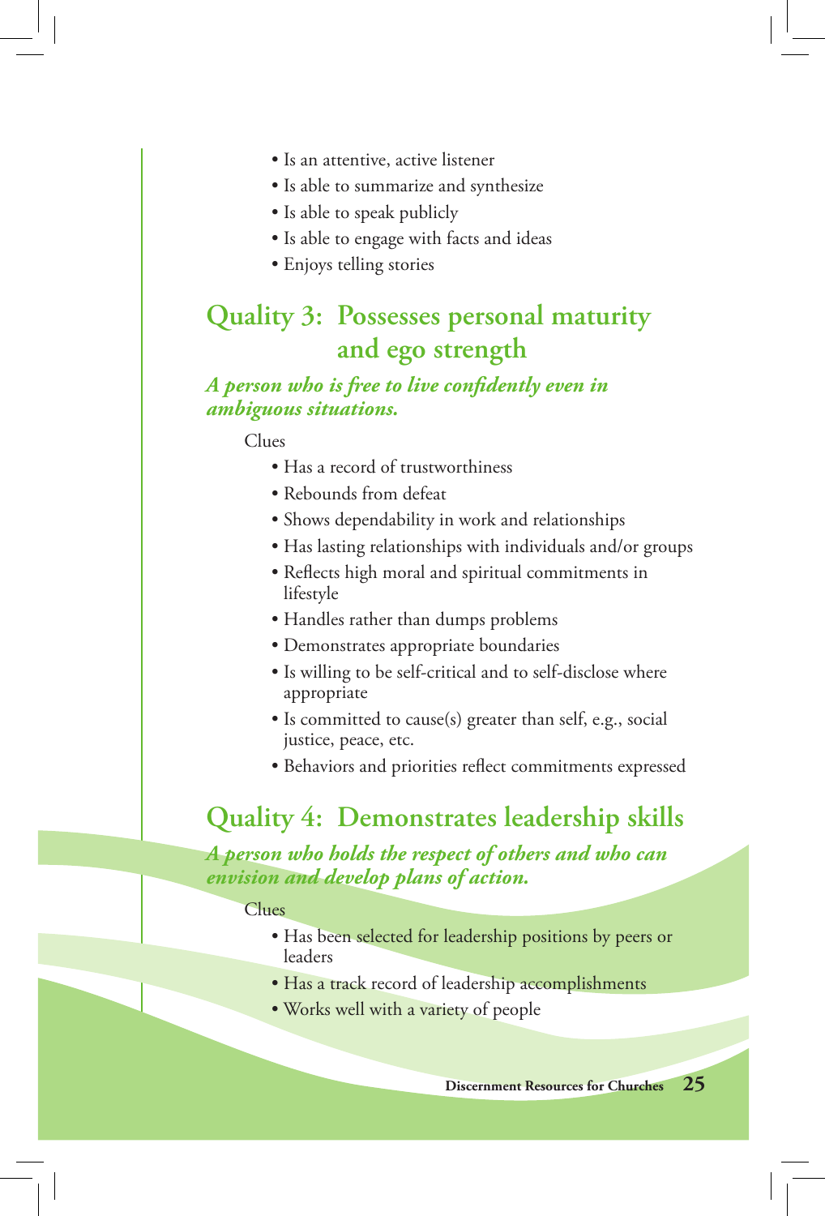- Is an attentive, active listener
- Is able to summarize and synthesize
- Is able to speak publicly
- Is able to engage with facts and ideas
- Enjoys telling stories

## Quality 3: Possesses personal maturity and ego strength

***A person who is free to live confidently even in ambiguous situations.***

Clues

- Has a record of trustworthiness
- Rebounds from defeat
- Shows dependability in work and relationships
- Has lasting relationships with individuals and/or groups
- Reflects high moral and spiritual commitments in lifestyle
- Handles rather than dumps problems
- Demonstrates appropriate boundaries
- Is willing to be self-critical and to self-disclose where appropriate
- Is committed to cause(s) greater than self, e.g., social justice, peace, etc.
- Behaviors and priorities reflect commitments expressed

## Quality 4: Demonstrates leadership skills

***A person who holds the respect of others and who can envision and develop plans of action.***

Clues

- Has been selected for leadership positions by peers or leaders
- Has a track record of leadership accomplishments
- Works well with a variety of people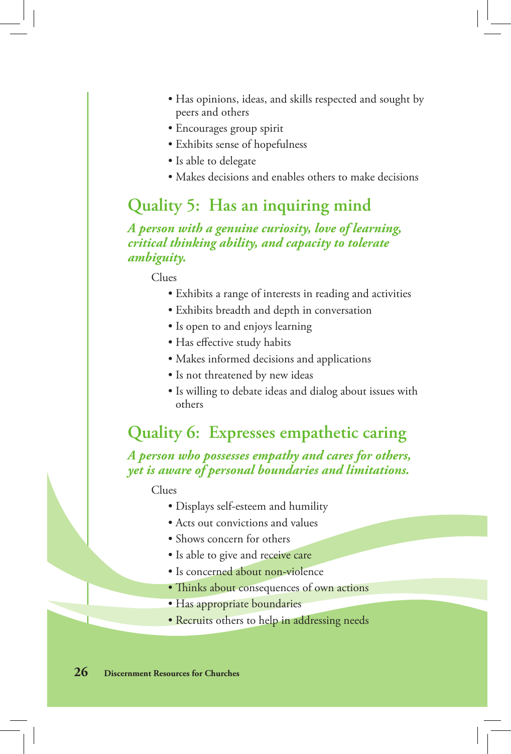- Has opinions, ideas, and skills respected and sought by peers and others
- Encourages group spirit
- Exhibits sense of hopefulness
- Is able to delegate
- Makes decisions and enables others to make decisions

## Quality 5: Has an inquiring mind

***A person with a genuine curiosity, love of learning, critical thinking ability, and capacity to tolerate ambiguity.***

Clues

- Exhibits a range of interests in reading and activities
- Exhibits breadth and depth in conversation
- Is open to and enjoys learning
- Has effective study habits
- Makes informed decisions and applications
- Is not threatened by new ideas
- Is willing to debate ideas and dialog about issues with others

## Quality 6: Expresses empathetic caring

***A person who possesses empathy and cares for others, yet is aware of personal boundaries and limitations.***

Clues

- Displays self-esteem and humility
- Acts out convictions and values
- Shows concern for others
- Is able to give and receive care
- Is concerned about non-violence
- Thinks about consequences of own actions
- Has appropriate boundaries
- Recruits others to help in addressing needs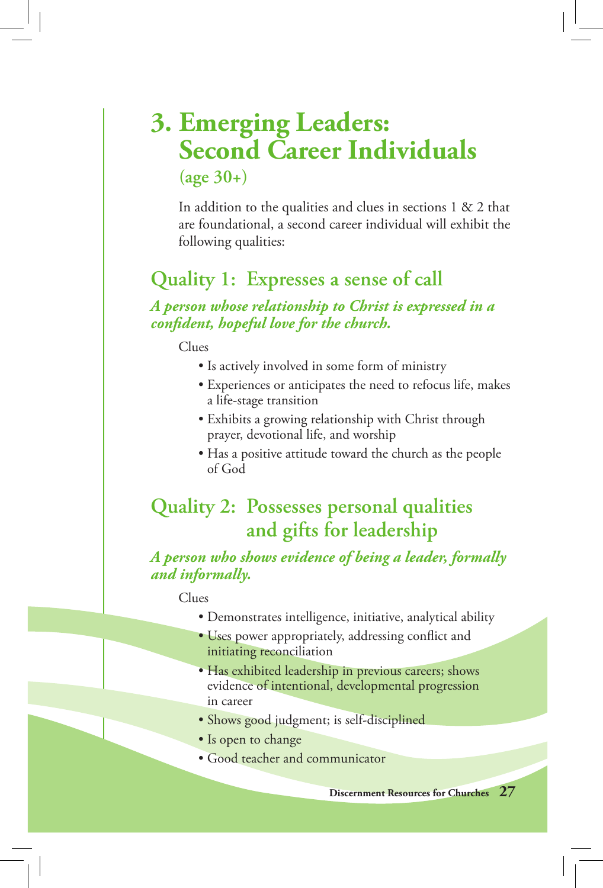# 3. Emerging Leaders: Second Career Individuals

**(age 30+)**

In addition to the qualities and clues in sections 1 & 2 that are foundational, a second career individual will exhibit the following qualities:

## Quality 1: Expresses a sense of call

***A person whose relationship to Christ is expressed in a confident, hopeful love for the church.***

Clues

- Is actively involved in some form of ministry
- Experiences or anticipates the need to refocus life, makes a life-stage transition
- Exhibits a growing relationship with Christ through prayer, devotional life, and worship
- Has a positive attitude toward the church as the people of God

## Quality 2: Possesses personal qualities and gifts for leadership

***A person who shows evidence of being a leader, formally and informally.***

Clues

- Demonstrates intelligence, initiative, analytical ability
- Uses power appropriately, addressing conflict and initiating reconciliation
- Has exhibited leadership in previous careers; shows evidence of intentional, developmental progression in career
- Shows good judgment; is self-disciplined
- Is open to change
- Good teacher and communicator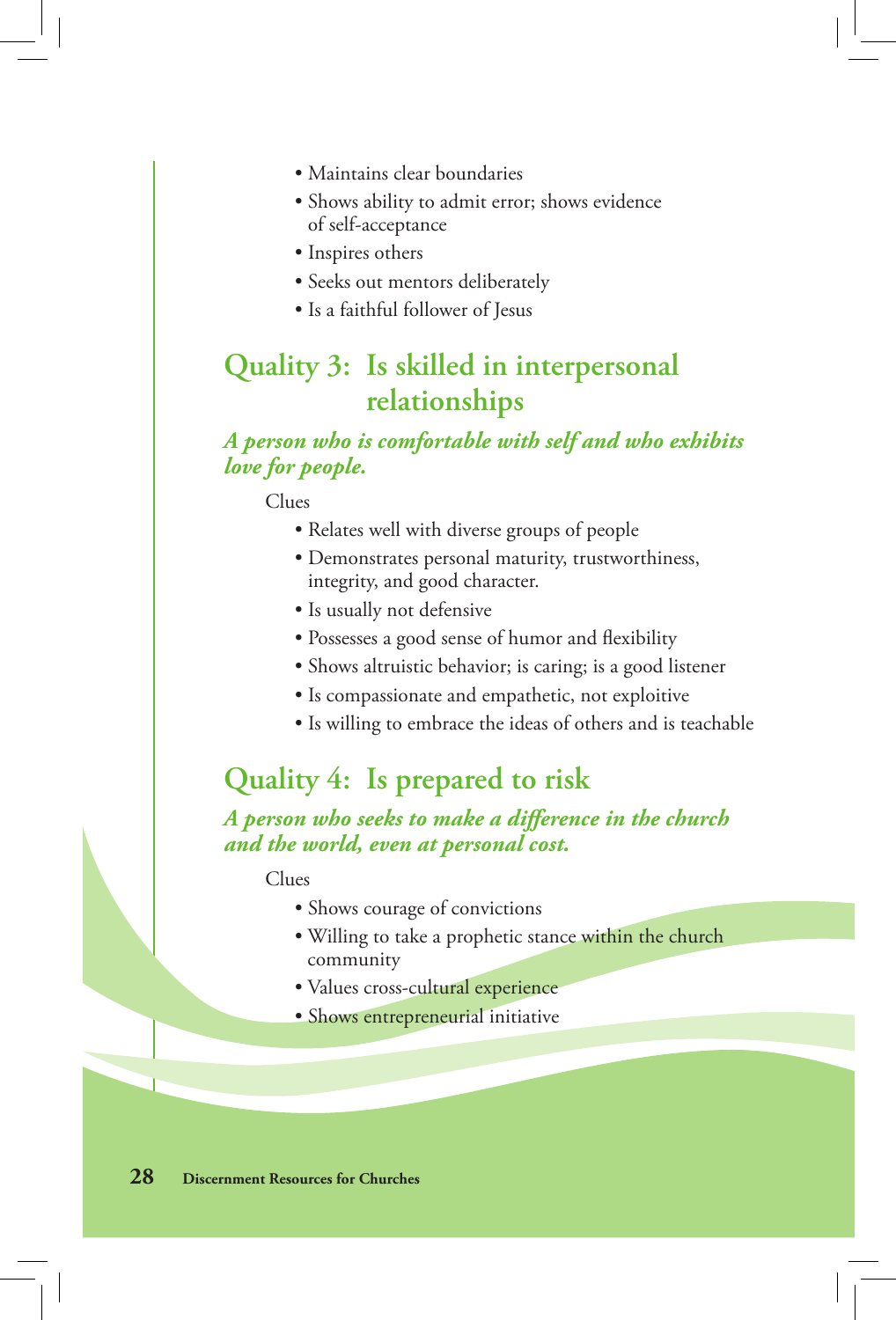- Maintains clear boundaries
- Shows ability to admit error; shows evidence of self-acceptance
- Inspires others
- Seeks out mentors deliberately
- Is a faithful follower of Jesus

## Quality 3: Is skilled in interpersonal relationships

***A person who is comfortable with self and who exhibits love for people.***

Clues

- Relates well with diverse groups of people
- Demonstrates personal maturity, trustworthiness, integrity, and good character.
- Is usually not defensive
- Possesses a good sense of humor and flexibility
- Shows altruistic behavior; is caring; is a good listener
- Is compassionate and empathetic, not exploitive
- Is willing to embrace the ideas of others and is teachable

## Quality 4: Is prepared to risk

***A person who seeks to make a difference in the church and the world, even at personal cost.***

Clues

- Shows courage of convictions
- Willing to take a prophetic stance within the church community
- Values cross-cultural experience
- Shows entrepreneurial initiative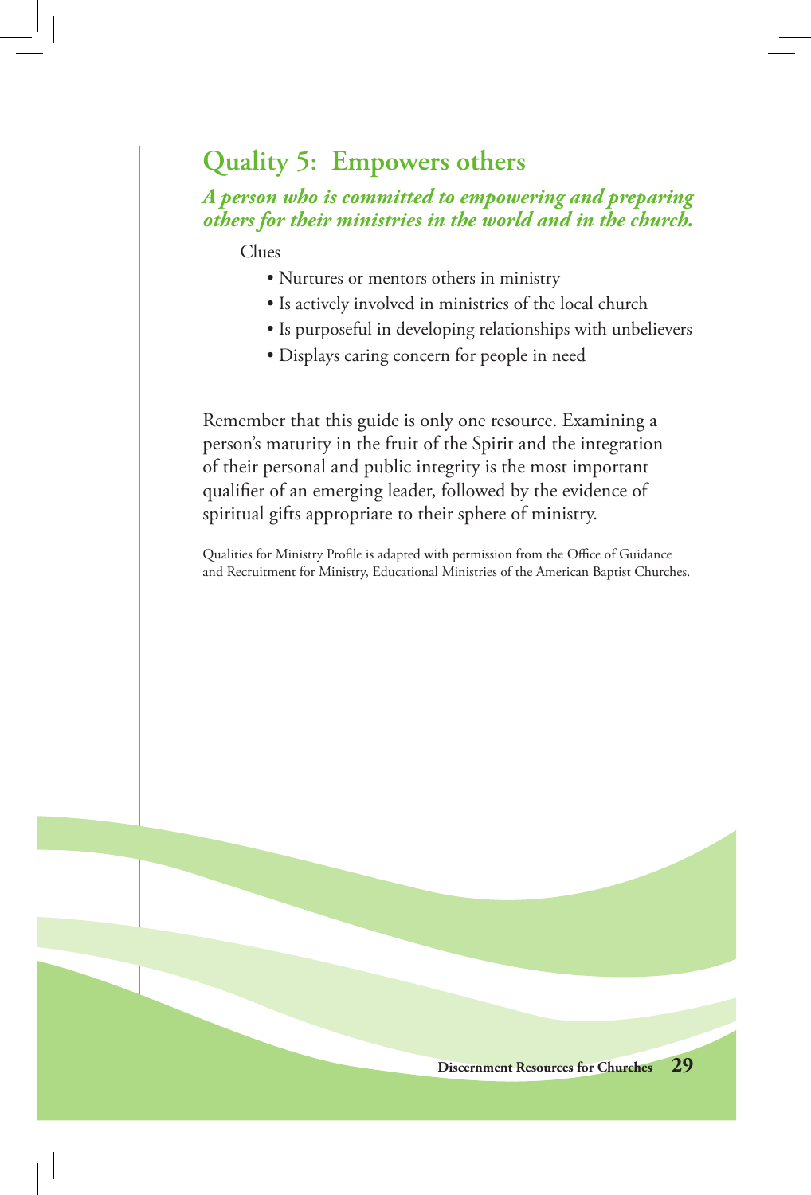## Quality 5: Empowers others

***A person who is committed to empowering and preparing others for their ministries in the world and in the church.***

Clues

- Nurtures or mentors others in ministry
- Is actively involved in ministries of the local church
- Is purposeful in developing relationships with unbelievers
- Displays caring concern for people in need

Remember that this guide is only one resource. Examining a person's maturity in the fruit of the Spirit and the integration of their personal and public integrity is the most important qualifier of an emerging leader, followed by the evidence of spiritual gifts appropriate to their sphere of ministry.

Qualities for Ministry Profile is adapted with permission from the Office of Guidance and Recruitment for Ministry, Educational Ministries of the American Baptist Churches.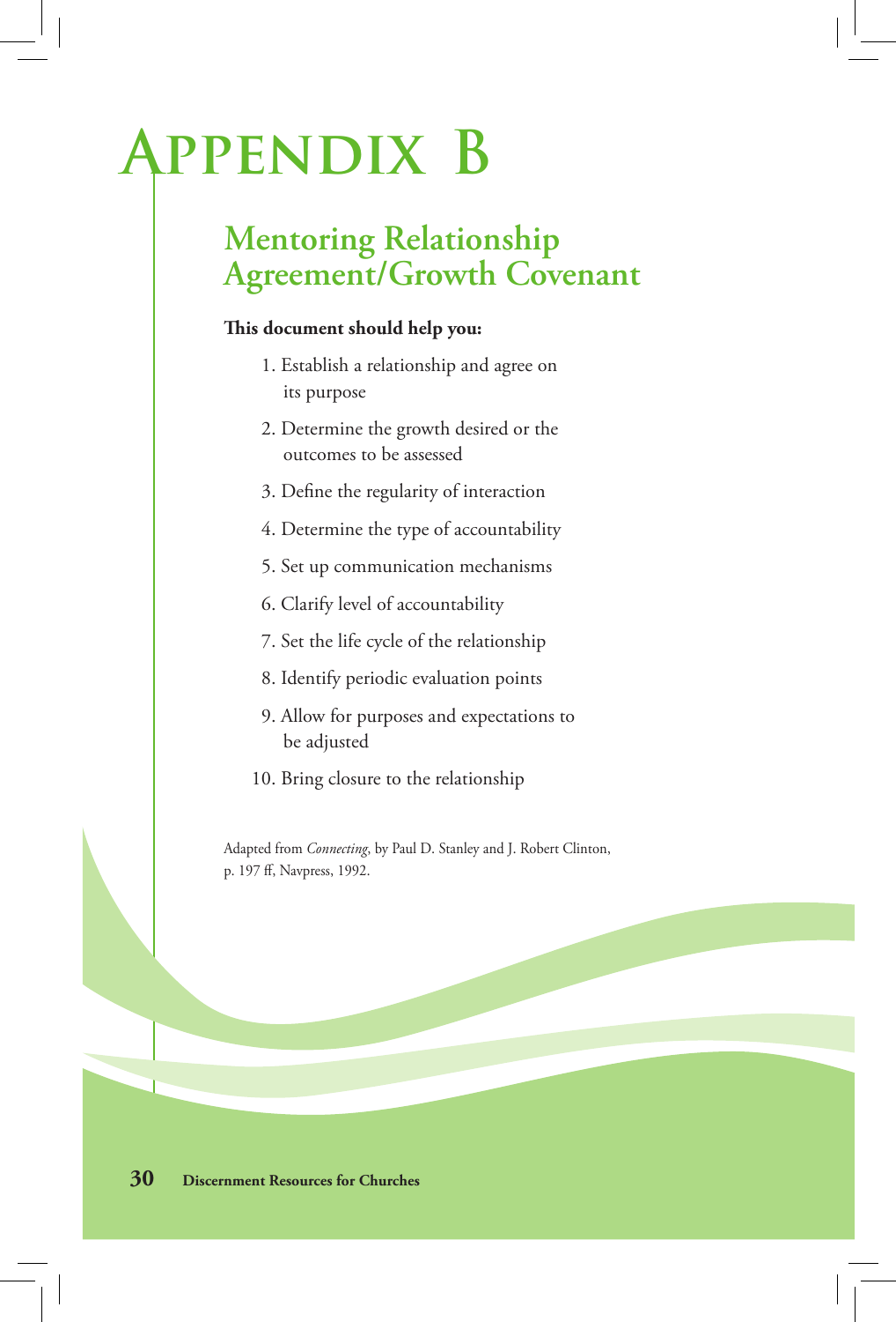# Appendix B

## Mentoring Relationship Agreement/Growth Covenant

**This document should help you:**

1. Establish a relationship and agree on its purpose
2. Determine the growth desired or the outcomes to be assessed
3. Define the regularity of interaction
4. Determine the type of accountability
5. Set up communication mechanisms
6. Clarify level of accountability
7. Set the life cycle of the relationship
8. Identify periodic evaluation points
9. Allow for purposes and expectations to be adjusted
10. Bring closure to the relationship

Adapted from *Connecting*, by Paul D. Stanley and J. Robert Clinton, p. 197 ff, Navpress, 1992.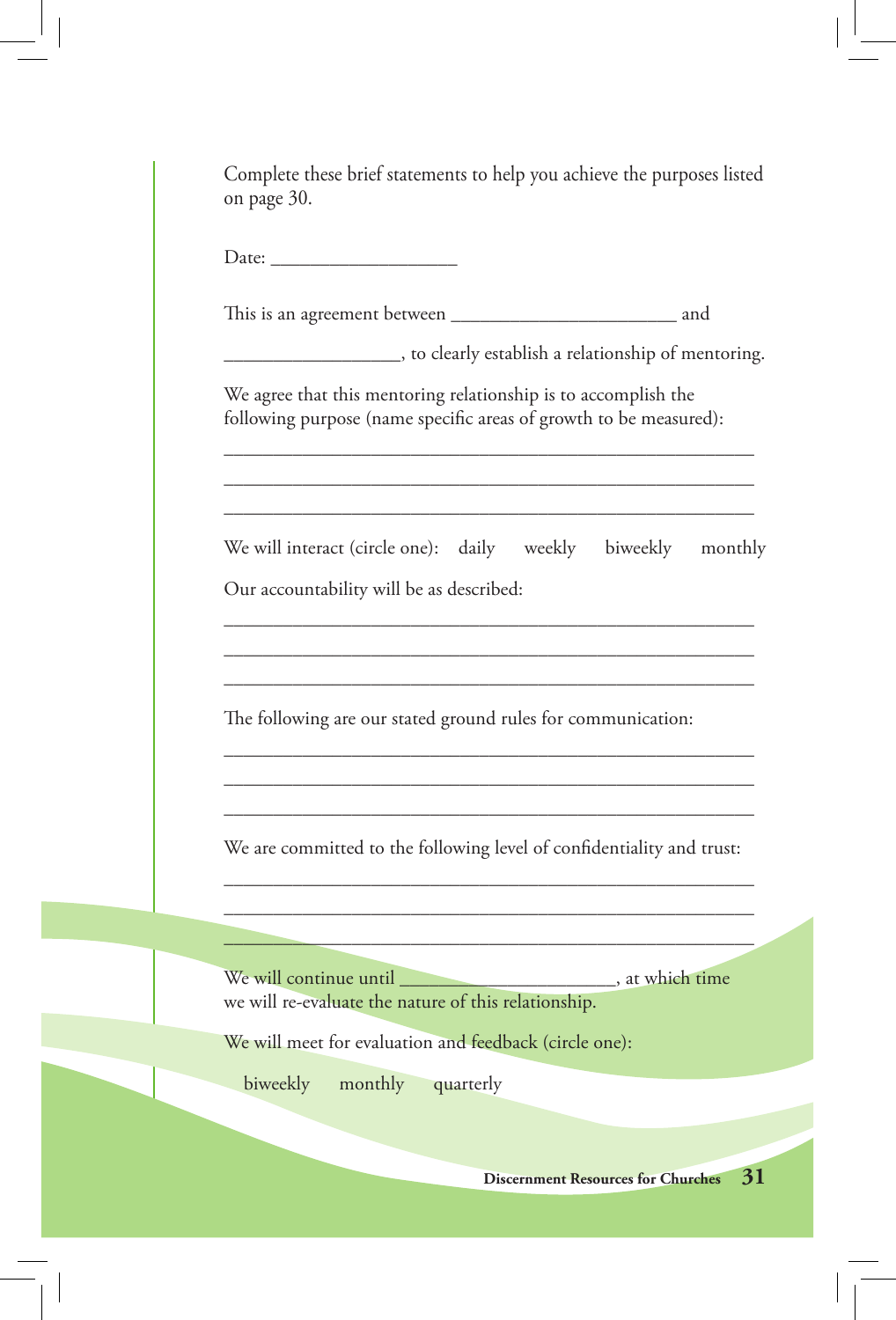Complete these brief statements to help you achieve the purposes listed on page 30.

Date: ___________________

This is an agreement between _______________________ and

__________________, to clearly establish a relationship of mentoring.

We agree that this mentoring relationship is to accomplish the following purpose (name specific areas of growth to be measured):

______________________________________________________

______________________________________________________

______________________________________________________

We will interact (circle one): daily weekly biweekly monthly

Our accountability will be as described:

______________________________________________________

______________________________________________________

______________________________________________________

The following are our stated ground rules for communication:

______________________________________________________

______________________________________________________

______________________________________________________

We are committed to the following level of confidentiality and trust:

______________________________________________________

______________________________________________________

______________________________________________________

We will continue until ______________________, at which time we will re-evaluate the nature of this relationship.

We will meet for evaluation and feedback (circle one):

biweekly monthly quarterly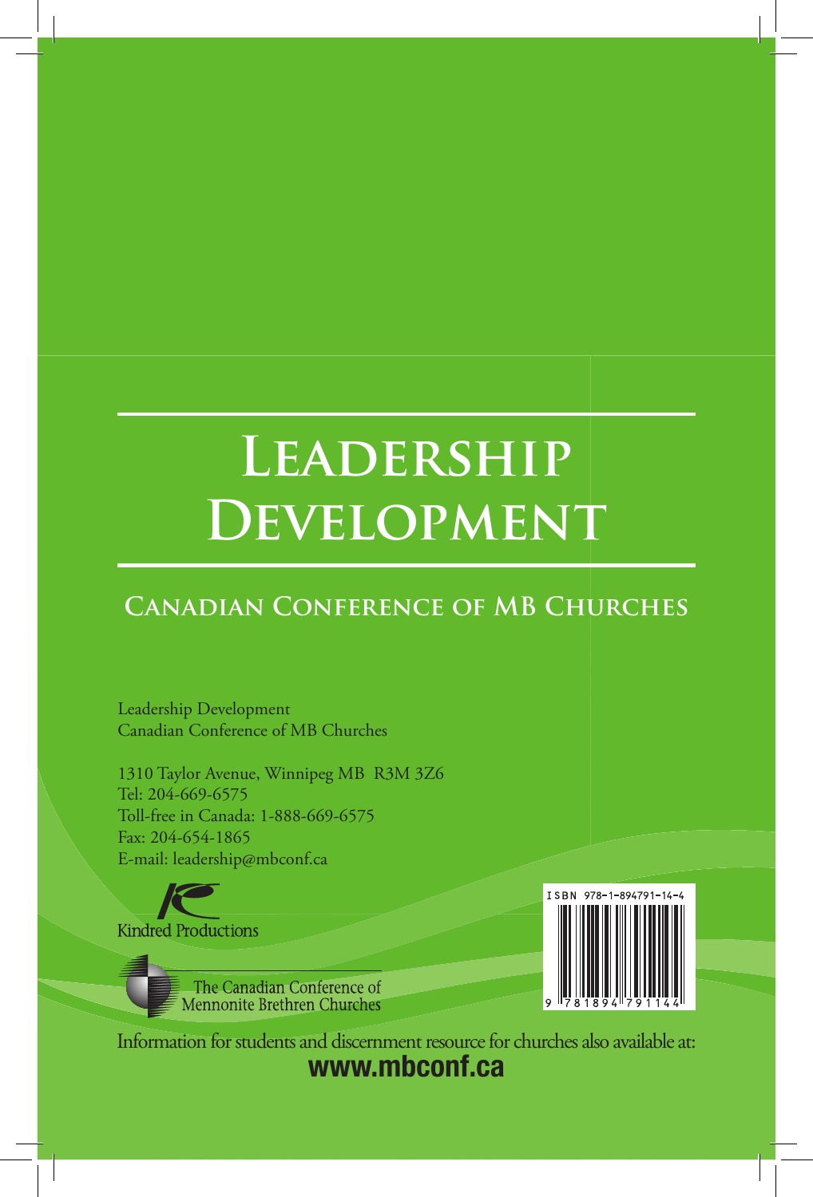# Leadership Development

## Canadian Conference of MB Churches

Leadership Development
Canadian Conference of MB Churches

1310 Taylor Avenue, Winnipeg MB R3M 3Z6
Tel: 204-669-6575
Toll-free in Canada: 1-888-669-6575
Fax: 204-654-1865
E-mail: leadership@mbconf.ca

Kindred Productions

The Canadian Conference of Mennonite Brethren Churches

ISBN 978-1-894791-14-4

Information for students and discernment resource for churches also available at:

**www.mbconf.ca**